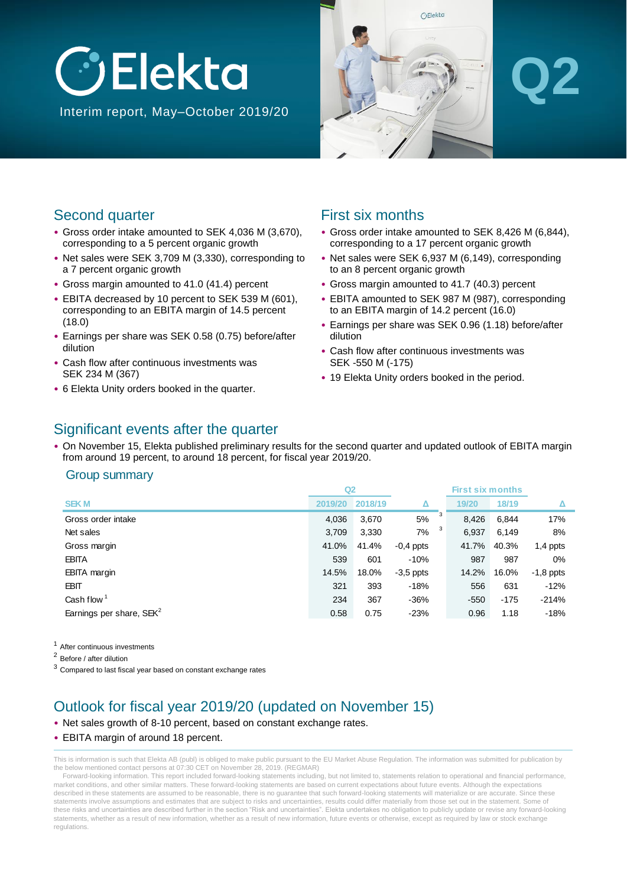# Elekta

Interim report, May–October 2019/20

Q2

## Second quarter

- Gross order intake amounted to SEK 4,036 M (3,670), corresponding to a 5 percent organic growth
- Net sales were SEK 3,709 M (3,330), corresponding to a 7 percent organic growth
- Gross margin amounted to 41.0 (41.4) percent
- EBITA decreased by 10 percent to SEK 539 M (601), corresponding to an EBITA margin of 14.5 percent (18.0)
- Earnings per share was SEK 0.58 (0.75) before/after dilution
- Cash flow after continuous investments was SEK 234 M (367)
- 6 Elekta Unity orders booked in the quarter.

## First six months

- Gross order intake amounted to SEK 8,426 M (6,844), corresponding to a 17 percent organic growth
- Net sales were SEK 6,937 M (6,149), corresponding to an 8 percent organic growth
- Gross margin amounted to 41.7 (40.3) percent
- EBITA amounted to SEK 987 M (987), corresponding to an EBITA margin of 14.2 percent (16.0)
- Earnings per share was SEK 0.96 (1.18) before/after dilution
- Cash flow after continuous investments was SEK -550 M (-175)
- 19 Elekta Unity orders booked in the period.

## Significant events after the quarter

- On November 15, Elekta published preliminary results for the second quarter and updated outlook of EBITA margin from around 19 percent, to around 18 percent, for fiscal year 2019/20.

### Group summary

| SEK M | Q2 2019/20 | Q2 2018/19 | Δ | First six months 19/20 | First six months 18/19 | Δ |
|---|---|---|---|---|---|---|
| Gross order intake | 4,036 | 3,670 | 5% [3] | 8,426 | 6,844 | 17% |
| Net sales | 3,709 | 3,330 | 7% [3] | 6,937 | 6,149 | 8% |
| Gross margin | 41.0% | 41.4% | -0,4 ppts | 41.7% | 40.3% | 1,4 ppts |
| EBITA | 539 | 601 | -10% | 987 | 987 | 0% |
| EBITA margin | 14.5% | 18.0% | -3,5 ppts | 14.2% | 16.0% | -1,8 ppts |
| EBIT | 321 | 393 | -18% | 556 | 631 | -12% |
| Cash flow [1] | 234 | 367 | -36% | -550 | -175 | -214% |
| Earnings per share, SEK [2] | 0.58 | 0.75 | -23% | 0.96 | 1.18 | -18% |

[1] After continuous investments

[2] Before / after dilution

[3] Compared to last fiscal year based on constant exchange rates

## Outlook for fiscal year 2019/20 (updated on November 15)

- Net sales growth of 8-10 percent, based on constant exchange rates.
- EBITA margin of around 18 percent.

This is information is such that Elekta AB (publ) is obliged to make public pursuant to the EU Market Abuse Regulation. The information was submitted for publication by the below mentioned contact persons at 07:30 CET on November 28, 2019. (REGMAR)

Forward-looking information. This report included forward-looking statements including, but not limited to, statements relation to operational and financial performance, market conditions, and other similar matters. These forward-looking statements are based on current expectations about future events. Although the expectations described in these statements are assumed to be reasonable, there is no guarantee that such forward-looking statements will materialize or are accurate. Since these statements involve assumptions and estimates that are subject to risks and uncertainties, results could differ materially from those set out in the statement. Some of these risks and uncertainties are described further in the section "Risk and uncertainties". Elekta undertakes no obligation to publicly update or revise any forward-looking statements, whether as a result of new information, whether as a result of new information, future events or otherwise, except as required by law or stock exchange regulations.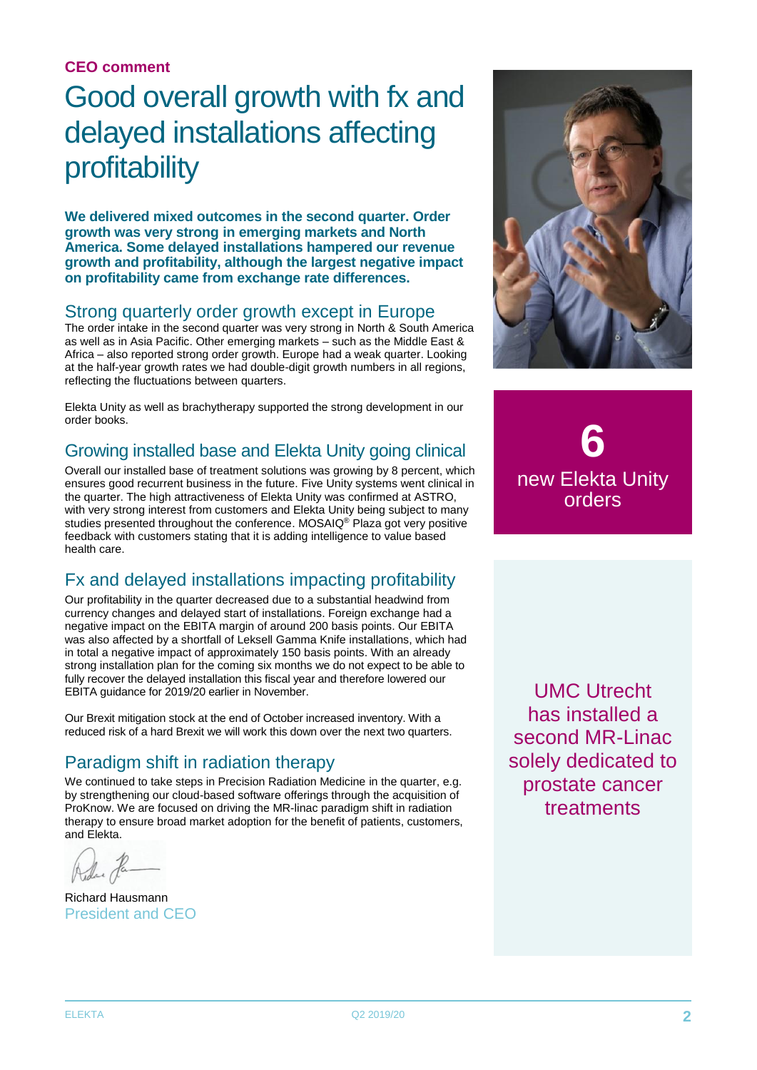**CEO comment**

# Good overall growth with fx and delayed installations affecting profitability

**We delivered mixed outcomes in the second quarter. Order growth was very strong in emerging markets and North America. Some delayed installations hampered our revenue growth and profitability, although the largest negative impact on profitability came from exchange rate differences.**

## Strong quarterly order growth except in Europe

The order intake in the second quarter was very strong in North & South America as well as in Asia Pacific. Other emerging markets – such as the Middle East & Africa – also reported strong order growth. Europe had a weak quarter. Looking at the half-year growth rates we had double-digit growth numbers in all regions, reflecting the fluctuations between quarters.

Elekta Unity as well as brachytherapy supported the strong development in our order books.

## Growing installed base and Elekta Unity going clinical

Overall our installed base of treatment solutions was growing by 8 percent, which ensures good recurrent business in the future. Five Unity systems went clinical in the quarter. The high attractiveness of Elekta Unity was confirmed at ASTRO, with very strong interest from customers and Elekta Unity being subject to many studies presented throughout the conference. MOSAIQ® Plaza got very positive feedback with customers stating that it is adding intelligence to value based health care.

## Fx and delayed installations impacting profitability

Our profitability in the quarter decreased due to a substantial headwind from currency changes and delayed start of installations. Foreign exchange had a negative impact on the EBITA margin of around 200 basis points. Our EBITA was also affected by a shortfall of Leksell Gamma Knife installations, which had in total a negative impact of approximately 150 basis points. With an already strong installation plan for the coming six months we do not expect to be able to fully recover the delayed installation this fiscal year and therefore lowered our EBITA guidance for 2019/20 earlier in November.

Our Brexit mitigation stock at the end of October increased inventory. With a reduced risk of a hard Brexit we will work this down over the next two quarters.

## Paradigm shift in radiation therapy

We continued to take steps in Precision Radiation Medicine in the quarter, e.g. by strengthening our cloud-based software offerings through the acquisition of ProKnow. We are focused on driving the MR-linac paradigm shift in radiation therapy to ensure broad market adoption for the benefit of patients, customers, and Elekta.

Richard Hausmann
President and CEO

**6**
new Elekta Unity orders

UMC Utrecht has installed a second MR-Linac solely dedicated to prostate cancer treatments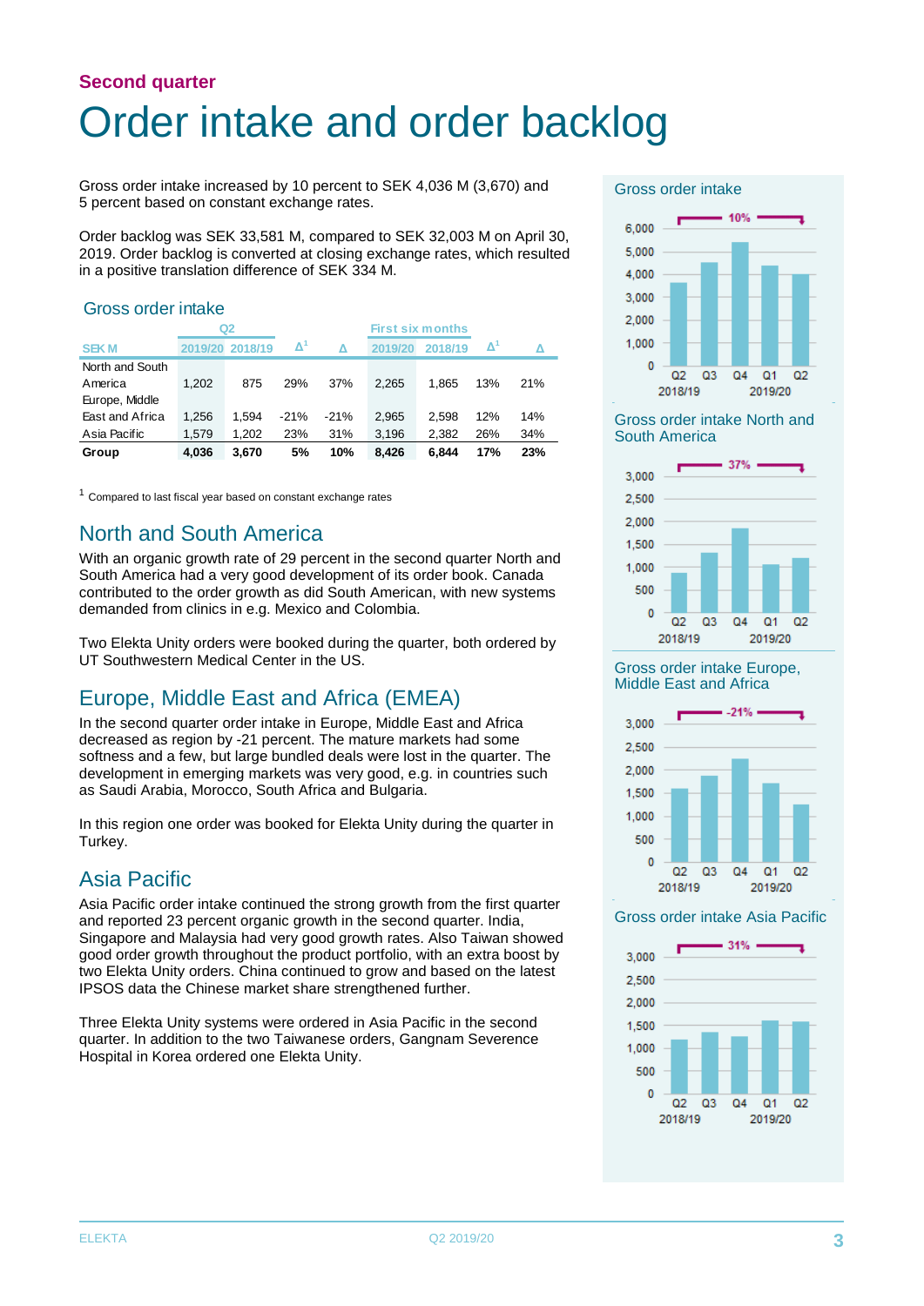Second quarter

# Order intake and order backlog

Gross order intake increased by 10 percent to SEK 4,036 M (3,670) and 5 percent based on constant exchange rates.

Order backlog was SEK 33,581 M, compared to SEK 32,003 M on April 30, 2019. Order backlog is converted at closing exchange rates, which resulted in a positive translation difference of SEK 334 M.

## Gross order intake

| SEK M | Q2 2019/20 | Q2 2018/19 | Δ[1] | Δ | First six months 2019/20 | First six months 2018/19 | Δ[1] | Δ |
|---|---|---|---|---|---|---|---|---|
| North and South America | 1,202 | 875 | 29% | 37% | 2,265 | 1,865 | 13% | 21% |
| Europe, Middle East and Africa | 1,256 | 1,594 | -21% | -21% | 2,965 | 2,598 | 12% | 14% |
| Asia Pacific | 1,579 | 1,202 | 23% | 31% | 3,196 | 2,382 | 26% | 34% |
| **Group** | **4,036** | **3,670** | **5%** | **10%** | **8,426** | **6,844** | **17%** | **23%** |

[1] Compared to last fiscal year based on constant exchange rates

## North and South America

With an organic growth rate of 29 percent in the second quarter North and South America had a very good development of its order book. Canada contributed to the order growth as did South American, with new systems demanded from clinics in e.g. Mexico and Colombia.

Two Elekta Unity orders were booked during the quarter, both ordered by UT Southwestern Medical Center in the US.

## Europe, Middle East and Africa (EMEA)

In the second quarter order intake in Europe, Middle East and Africa decreased as region by -21 percent. The mature markets had some softness and a few, but large bundled deals were lost in the quarter. The development in emerging markets was very good, e.g. in countries such as Saudi Arabia, Morocco, South Africa and Bulgaria.

In this region one order was booked for Elekta Unity during the quarter in Turkey.

## Asia Pacific

Asia Pacific order intake continued the strong growth from the first quarter and reported 23 percent organic growth in the second quarter. India, Singapore and Malaysia had very good growth rates. Also Taiwan showed good order growth throughout the product portfolio, with an extra boost by two Elekta Unity orders. China continued to grow and based on the latest IPSOS data the Chinese market share strengthened further.

Three Elekta Unity systems were ordered in Asia Pacific in the second quarter. In addition to the two Taiwanese orders, Gangnam Severence Hospital in Korea ordered one Elekta Unity.

### Gross order intake

10% (Q2 2018/19 – Q2 2019/20)

### Gross order intake North and South America

37% (Q2 2018/19 – Q2 2019/20)

### Gross order intake Europe, Middle East and Africa

-21% (Q2 2018/19 – Q2 2019/20)

### Gross order intake Asia Pacific

31% (Q2 2018/19 – Q2 2019/20)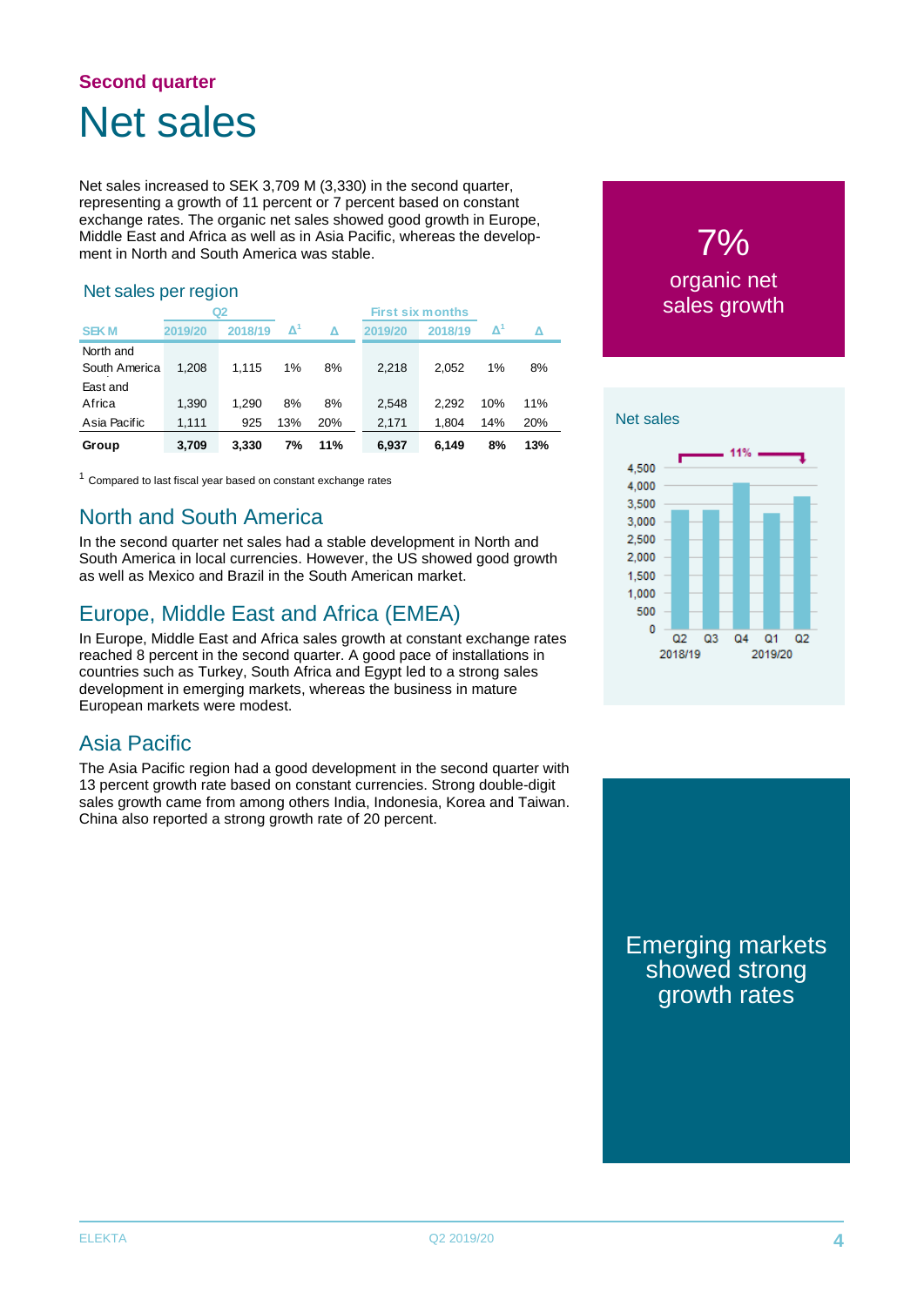Second quarter

# Net sales

Net sales increased to SEK 3,709 M (3,330) in the second quarter, representing a growth of 11 percent or 7 percent based on constant exchange rates. The organic net sales showed good growth in Europe, Middle East and Africa as well as in Asia Pacific, whereas the development in North and South America was stable.

## Net sales per region

| SEK M | Q2 2019/20 | Q2 2018/19 | Q2 Δ[1] | Q2 Δ | First six months 2019/20 | First six months 2018/19 | First six months Δ[1] | First six months Δ |
|---|---|---|---|---|---|---|---|---|
| North and South America | 1,208 | 1,115 | 1% | 8% | 2,218 | 2,052 | 1% | 8% |
| East and Africa | 1,390 | 1,290 | 8% | 8% | 2,548 | 2,292 | 10% | 11% |
| Asia Pacific | 1,111 | 925 | 13% | 20% | 2,171 | 1,804 | 14% | 20% |
| **Group** | **3,709** | **3,330** | **7%** | **11%** | **6,937** | **6,149** | **8%** | **13%** |

[1] Compared to last fiscal year based on constant exchange rates

## North and South America

In the second quarter net sales had a stable development in North and South America in local currencies. However, the US showed good growth as well as Mexico and Brazil in the South American market.

## Europe, Middle East and Africa (EMEA)

In Europe, Middle East and Africa sales growth at constant exchange rates reached 8 percent in the second quarter. A good pace of installations in countries such as Turkey, South Africa and Egypt led to a strong sales development in emerging markets, whereas the business in mature European markets were modest.

## Asia Pacific

The Asia Pacific region had a good development in the second quarter with 13 percent growth rate based on constant currencies. Strong double-digit sales growth came from among others India, Indonesia, Korea and Taiwan. China also reported a strong growth rate of 20 percent.

7%
organic net sales growth

Net sales

11%

4,500 / 4,000 / 3,500 / 3,000 / 2,500 / 2,000 / 1,500 / 1,000 / 500 / 0

Q2 Q3 Q4 2018/19 — Q1 Q2 2019/20

Emerging markets showed strong growth rates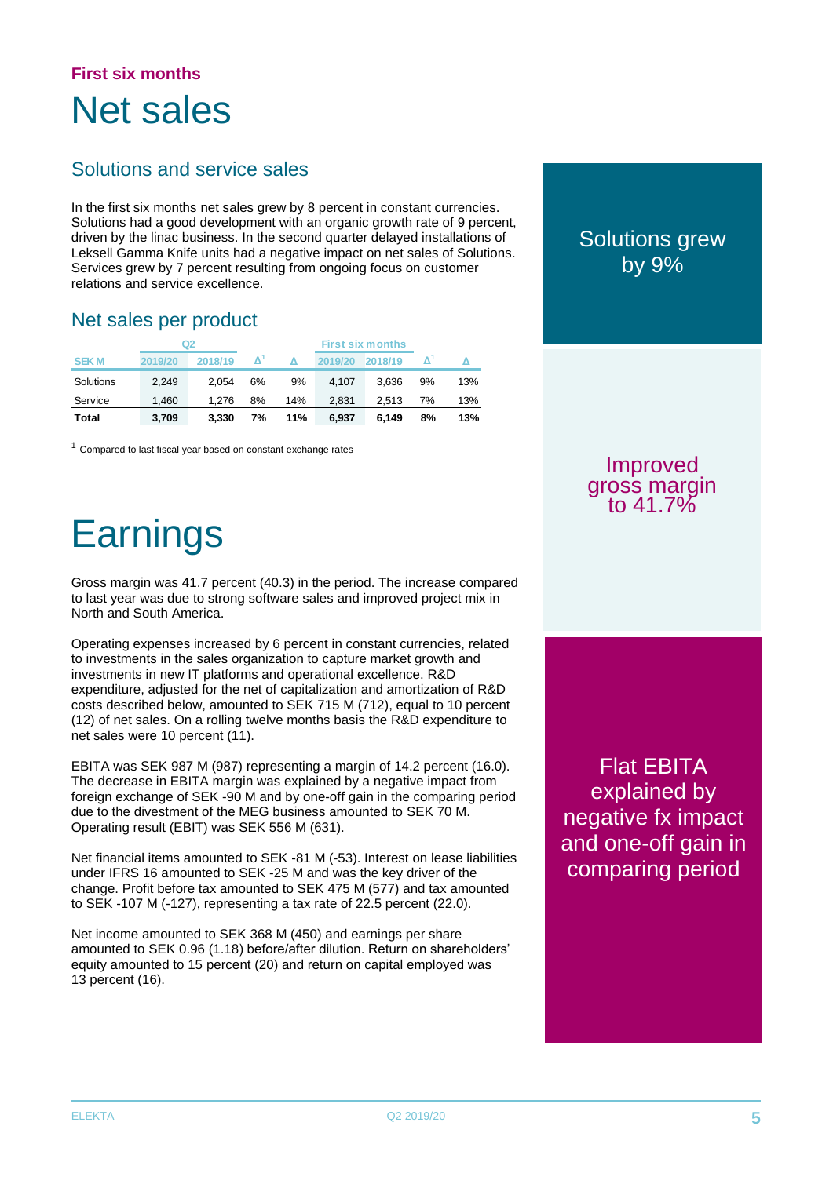**First six months**

# Net sales

## Solutions and service sales

In the first six months net sales grew by 8 percent in constant currencies. Solutions had a good development with an organic growth rate of 9 percent, driven by the linac business. In the second quarter delayed installations of Leksell Gamma Knife units had a negative impact on net sales of Solutions. Services grew by 7 percent resulting from ongoing focus on customer relations and service excellence.

## Net sales per product

| SEK M | Q2 | | | | First six months | | | |
|---|---|---|---|---|---|---|---|---|
| | 2019/20 | 2018/19 | Δ[1] | Δ | 2019/20 | 2018/19 | Δ[1] | Δ |
| Solutions | 2,249 | 2,054 | 6% | 9% | 4,107 | 3,636 | 9% | 13% |
| Service | 1,460 | 1,276 | 8% | 14% | 2,831 | 2,513 | 7% | 13% |
| **Total** | **3,709** | **3,330** | **7%** | **11%** | **6,937** | **6,149** | **8%** | **13%** |

[1] Compared to last fiscal year based on constant exchange rates

# Earnings

Gross margin was 41.7 percent (40.3) in the period. The increase compared to last year was due to strong software sales and improved project mix in North and South America.

Operating expenses increased by 6 percent in constant currencies, related to investments in the sales organization to capture market growth and investments in new IT platforms and operational excellence. R&D expenditure, adjusted for the net of capitalization and amortization of R&D costs described below, amounted to SEK 715 M (712), equal to 10 percent (12) of net sales. On a rolling twelve months basis the R&D expenditure to net sales were 10 percent (11).

EBITA was SEK 987 M (987) representing a margin of 14.2 percent (16.0). The decrease in EBITA margin was explained by a negative impact from foreign exchange of SEK -90 M and by one-off gain in the comparing period due to the divestment of the MEG business amounted to SEK 70 M. Operating result (EBIT) was SEK 556 M (631).

Net financial items amounted to SEK -81 M (-53). Interest on lease liabilities under IFRS 16 amounted to SEK -25 M and was the key driver of the change. Profit before tax amounted to SEK 475 M (577) and tax amounted to SEK -107 M (-127), representing a tax rate of 22.5 percent (22.0).

Net income amounted to SEK 368 M (450) and earnings per share amounted to SEK 0.96 (1.18) before/after dilution. Return on shareholders' equity amounted to 15 percent (20) and return on capital employed was 13 percent (16).

Solutions grew by 9%

Improved gross margin to 41.7%

Flat EBITA explained by negative fx impact and one-off gain in comparing period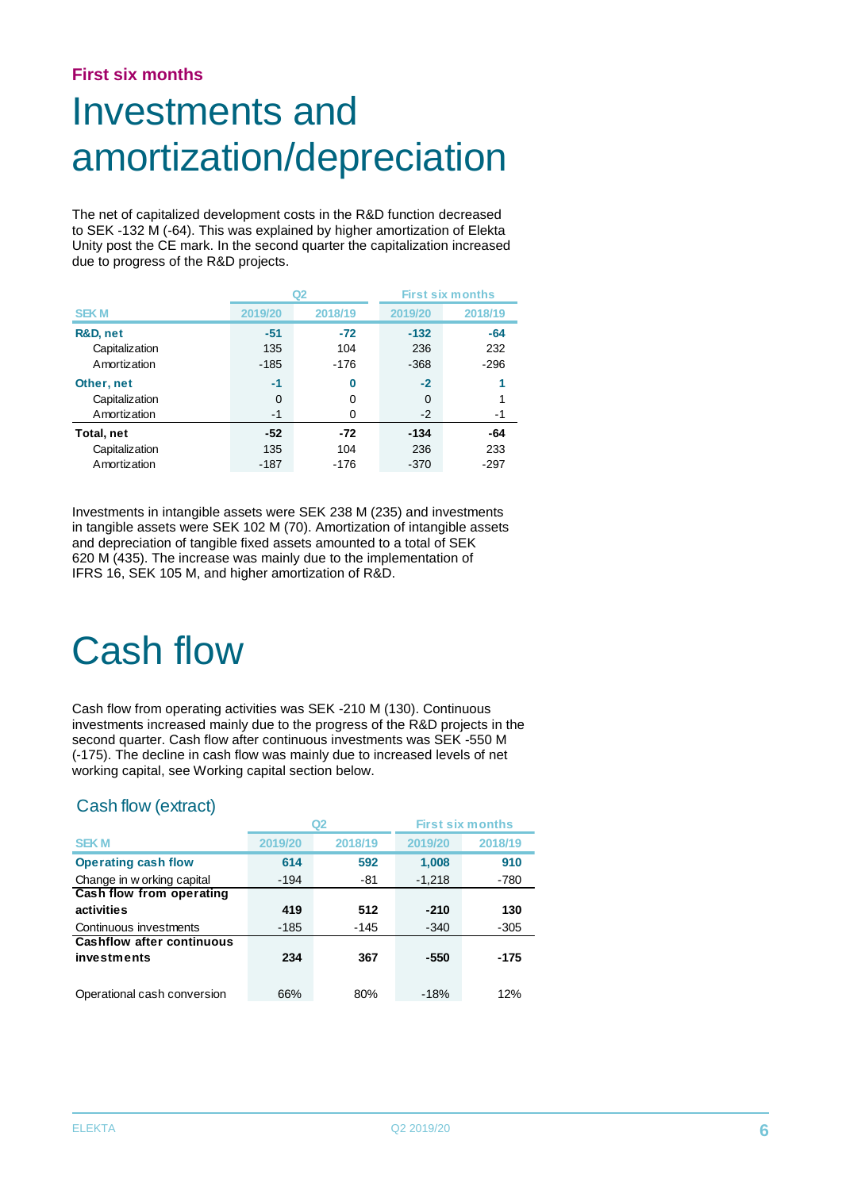**First six months**

# Investments and amortization/depreciation

The net of capitalized development costs in the R&D function decreased to SEK -132 M (-64). This was explained by higher amortization of Elekta Unity post the CE mark. In the second quarter the capitalization increased due to progress of the R&D projects.

| | Q2 | | First six months | |
|---|---|---|---|---|
| SEK M | 2019/20 | 2018/19 | 2019/20 | 2018/19 |
| **R&D, net** | **-51** | **-72** | **-132** | **-64** |
| Capitalization | 135 | 104 | 236 | 232 |
| Amortization | -185 | -176 | -368 | -296 |
| **Other, net** | **-1** | **0** | **-2** | **1** |
| Capitalization | 0 | 0 | 0 | 1 |
| Amortization | -1 | 0 | -2 | -1 |
| **Total, net** | **-52** | **-72** | **-134** | **-64** |
| Capitalization | 135 | 104 | 236 | 233 |
| Amortization | -187 | -176 | -370 | -297 |

Investments in intangible assets were SEK 238 M (235) and investments in tangible assets were SEK 102 M (70). Amortization of intangible assets and depreciation of tangible fixed assets amounted to a total of SEK 620 M (435). The increase was mainly due to the implementation of IFRS 16, SEK 105 M, and higher amortization of R&D.

# Cash flow

Cash flow from operating activities was SEK -210 M (130). Continuous investments increased mainly due to the progress of the R&D projects in the second quarter. Cash flow after continuous investments was SEK -550 M (-175). The decline in cash flow was mainly due to increased levels of net working capital, see Working capital section below.

## Cash flow (extract)

| | Q2 | | First six months | |
|---|---|---|---|---|
| SEK M | 2019/20 | 2018/19 | 2019/20 | 2018/19 |
| **Operating cash flow** | **614** | **592** | **1,008** | **910** |
| Change in working capital | -194 | -81 | -1,218 | -780 |
| **Cash flow from operating activities** | **419** | **512** | **-210** | **130** |
| Continuous investments | -185 | -145 | -340 | -305 |
| **Cashflow after continuous investments** | **234** | **367** | **-550** | **-175** |
| Operational cash conversion | 66% | 80% | -18% | 12% |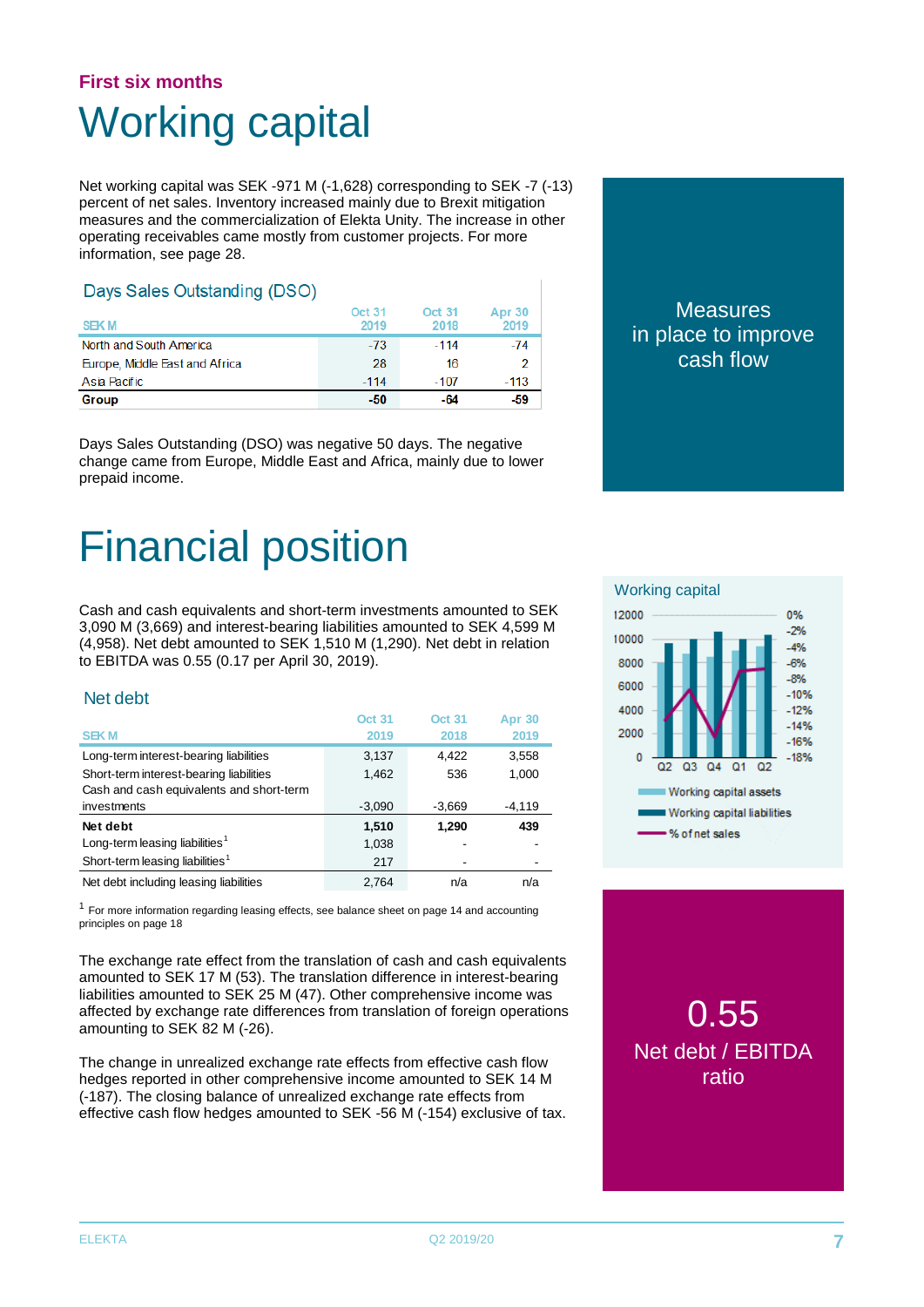**First six months**

# Working capital

Net working capital was SEK -971 M (-1,628) corresponding to SEK -7 (-13) percent of net sales. Inventory increased mainly due to Brexit mitigation measures and the commercialization of Elekta Unity. The increase in other operating receivables came mostly from customer projects. For more information, see page 28.

## Days Sales Outstanding (DSO)

| SEK M | Oct 31 2019 | Oct 31 2018 | Apr 30 2019 |
|---|---|---|---|
| North and South America | -73 | -114 | -74 |
| Europe, Middle East and Africa | 28 | 16 | 2 |
| Asia Pacific | -114 | -107 | -113 |
| **Group** | **-50** | **-64** | **-59** |

Days Sales Outstanding (DSO) was negative 50 days. The negative change came from Europe, Middle East and Africa, mainly due to lower prepaid income.

Measures in place to improve cash flow

# Financial position

Cash and cash equivalents and short-term investments amounted to SEK 3,090 M (3,669) and interest-bearing liabilities amounted to SEK 4,599 M (4,958). Net debt amounted to SEK 1,510 M (1,290). Net debt in relation to EBITDA was 0.55 (0.17 per April 30, 2019).

## Net debt

| SEK M | Oct 31 2019 | Oct 31 2018 | Apr 30 2019 |
|---|---|---|---|
| Long-term interest-bearing liabilities | 3,137 | 4,422 | 3,558 |
| Short-term interest-bearing liabilities | 1,462 | 536 | 1,000 |
| Cash and cash equivalents and short-term investments | -3,090 | -3,669 | -4,119 |
| **Net debt** | **1,510** | **1,290** | **439** |
| Long-term leasing liabilities[1] | 1,038 | - | - |
| Short-term leasing liabilities[1] | 217 | - | - |
| Net debt including leasing liabilities | 2,764 | n/a | n/a |

[1] For more information regarding leasing effects, see balance sheet on page 14 and accounting principles on page 18

The exchange rate effect from the translation of cash and cash equivalents amounted to SEK 17 M (53). The translation difference in interest-bearing liabilities amounted to SEK 25 M (47). Other comprehensive income was affected by exchange rate differences from translation of foreign operations amounting to SEK 82 M (-26).

The change in unrealized exchange rate effects from effective cash flow hedges reported in other comprehensive income amounted to SEK 14 M (-187). The closing balance of unrealized exchange rate effects from effective cash flow hedges amounted to SEK -56 M (-154) exclusive of tax.

Working capital

Working capital assets / Working capital liabilities / % of net sales (Q2, Q3, Q4, Q1, Q2)

0.55
Net debt / EBITDA ratio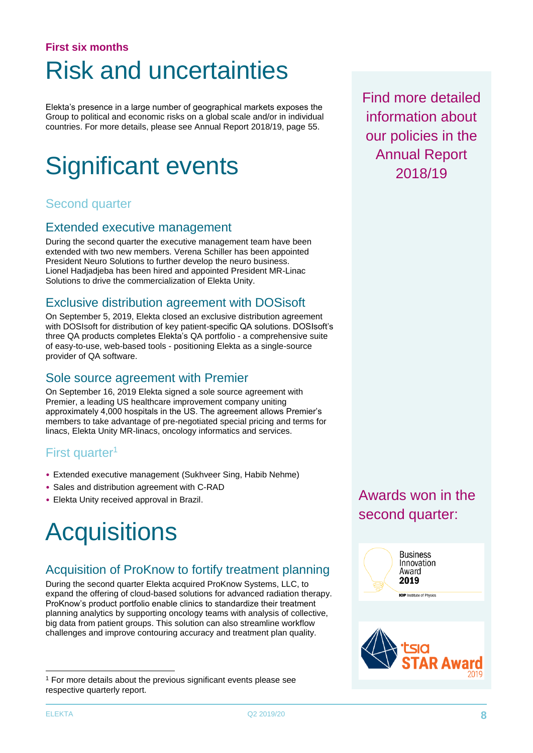**First six months**

# Risk and uncertainties

Elekta's presence in a large number of geographical markets exposes the Group to political and economic risks on a global scale and/or in individual countries. For more details, please see Annual Report 2018/19, page 55.

Find more detailed information about our policies in the Annual Report 2018/19

# Significant events

## Second quarter

### Extended executive management

During the second quarter the executive management team have been extended with two new members. Verena Schiller has been appointed President Neuro Solutions to further develop the neuro business. Lionel Hadjadjeba has been hired and appointed President MR-Linac Solutions to drive the commercialization of Elekta Unity.

### Exclusive distribution agreement with DOSisoft

On September 5, 2019, Elekta closed an exclusive distribution agreement with DOSIsoft for distribution of key patient-specific QA solutions. DOSIsoft's three QA products completes Elekta's QA portfolio - a comprehensive suite of easy-to-use, web-based tools - positioning Elekta as a single-source provider of QA software.

### Sole source agreement with Premier

On September 16, 2019 Elekta signed a sole source agreement with Premier, a leading US healthcare improvement company uniting approximately 4,000 hospitals in the US. The agreement allows Premier's members to take advantage of pre-negotiated special pricing and terms for linacs, Elekta Unity MR-linacs, oncology informatics and services.

## First quarter[1]

- Extended executive management (Sukhveer Sing, Habib Nehme)
- Sales and distribution agreement with C-RAD
- Elekta Unity received approval in Brazil.

# Acquisitions

### Acquisition of ProKnow to fortify treatment planning

During the second quarter Elekta acquired ProKnow Systems, LLC, to expand the offering of cloud-based solutions for advanced radiation therapy. ProKnow's product portfolio enable clinics to standardize their treatment planning analytics by supporting oncology teams with analysis of collective, big data from patient groups. This solution can also streamline workflow challenges and improve contouring accuracy and treatment plan quality.

Awards won in the second quarter:

Business Innovation Award 2019 — IOP Institute of Physics

tsia STAR Award 2019

[1] For more details about the previous significant events please see respective quarterly report.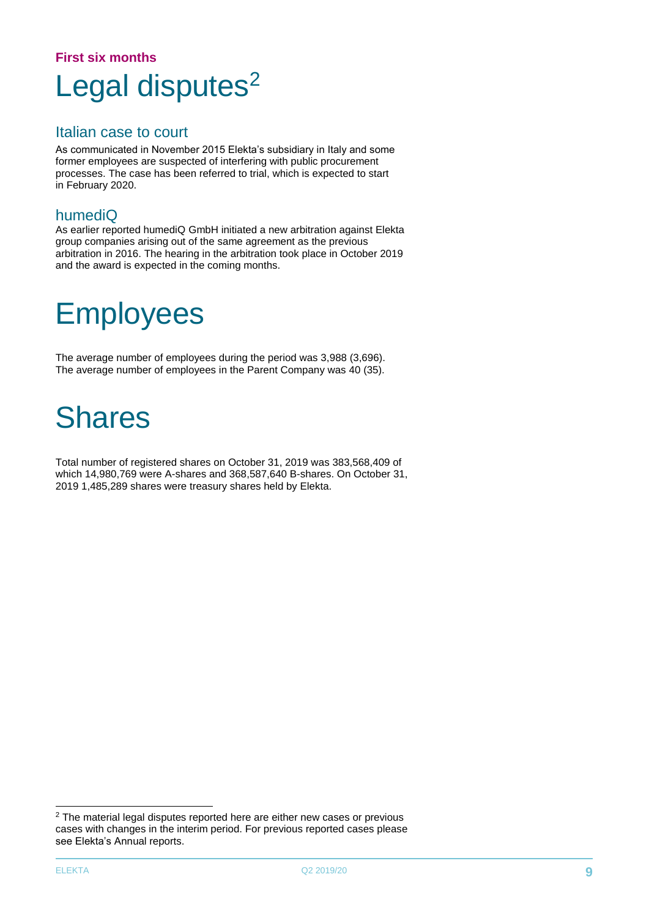**First six months**

# Legal disputes[2]

## Italian case to court

As communicated in November 2015 Elekta's subsidiary in Italy and some former employees are suspected of interfering with public procurement processes. The case has been referred to trial, which is expected to start in February 2020.

## humediQ

As earlier reported humediQ GmbH initiated a new arbitration against Elekta group companies arising out of the same agreement as the previous arbitration in 2016. The hearing in the arbitration took place in October 2019 and the award is expected in the coming months.

# Employees

The average number of employees during the period was 3,988 (3,696). The average number of employees in the Parent Company was 40 (35).

# Shares

Total number of registered shares on October 31, 2019 was 383,568,409 of which 14,980,769 were A-shares and 368,587,640 B-shares. On October 31, 2019 1,485,289 shares were treasury shares held by Elekta.

---

[2] The material legal disputes reported here are either new cases or previous cases with changes in the interim period. For previous reported cases please see Elekta's Annual reports.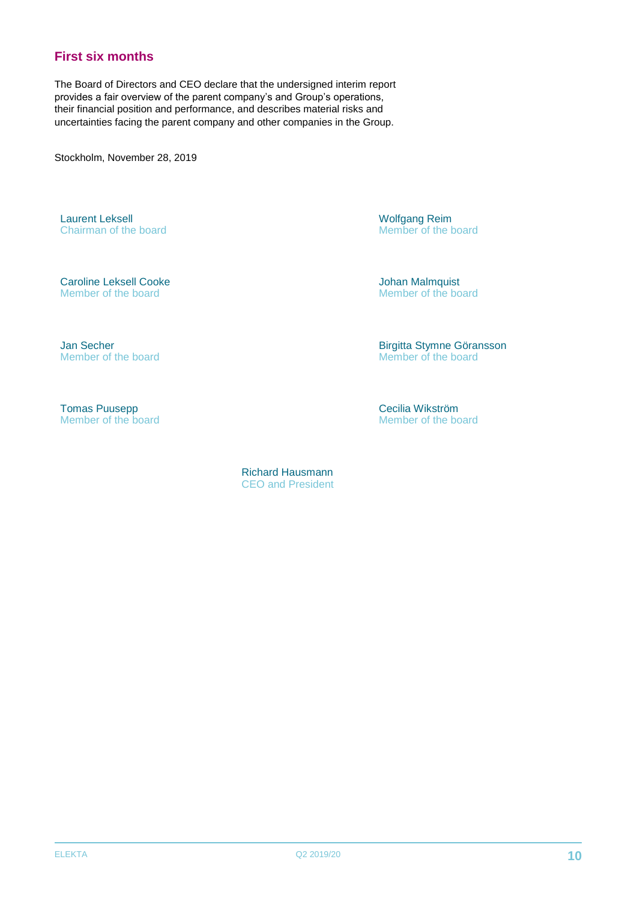## First six months

The Board of Directors and CEO declare that the undersigned interim report provides a fair overview of the parent company's and Group's operations, their financial position and performance, and describes material risks and uncertainties facing the parent company and other companies in the Group.

Stockholm, November 28, 2019

Laurent Leksell
Chairman of the board

Wolfgang Reim
Member of the board

Caroline Leksell Cooke
Member of the board

Johan Malmquist
Member of the board

Jan Secher
Member of the board

Birgitta Stymne Göransson
Member of the board

Tomas Puusepp
Member of the board

Cecilia Wikström
Member of the board

Richard Hausmann
CEO and President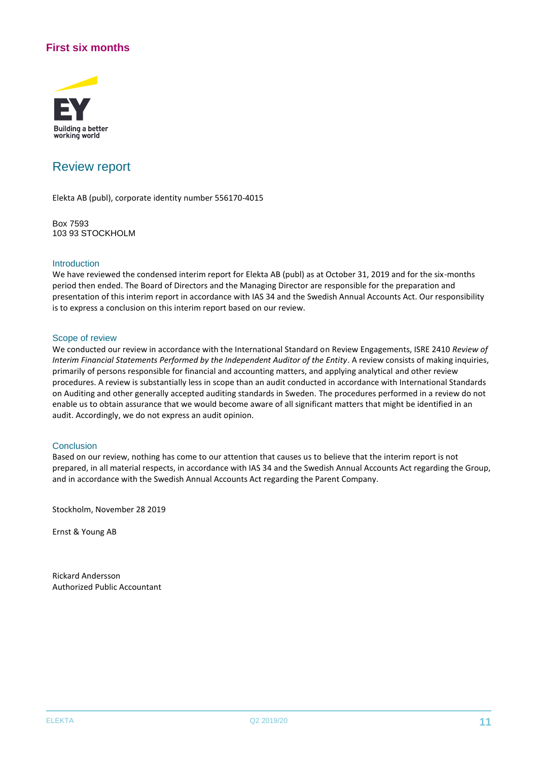## First six months

Building a better working world

# Review report

Elekta AB (publ), corporate identity number 556170-4015

Box 7593
103 93 STOCKHOLM

### Introduction

We have reviewed the condensed interim report for Elekta AB (publ) as at October 31, 2019 and for the six-months period then ended. The Board of Directors and the Managing Director are responsible for the preparation and presentation of this interim report in accordance with IAS 34 and the Swedish Annual Accounts Act. Our responsibility is to express a conclusion on this interim report based on our review.

### Scope of review

We conducted our review in accordance with the International Standard on Review Engagements, ISRE 2410 *Review of Interim Financial Statements Performed by the Independent Auditor of the Entity*. A review consists of making inquiries, primarily of persons responsible for financial and accounting matters, and applying analytical and other review procedures. A review is substantially less in scope than an audit conducted in accordance with International Standards on Auditing and other generally accepted auditing standards in Sweden. The procedures performed in a review do not enable us to obtain assurance that we would become aware of all significant matters that might be identified in an audit. Accordingly, we do not express an audit opinion.

### Conclusion

Based on our review, nothing has come to our attention that causes us to believe that the interim report is not prepared, in all material respects, in accordance with IAS 34 and the Swedish Annual Accounts Act regarding the Group, and in accordance with the Swedish Annual Accounts Act regarding the Parent Company.

Stockholm, November 28 2019

Ernst & Young AB

Rickard Andersson
Authorized Public Accountant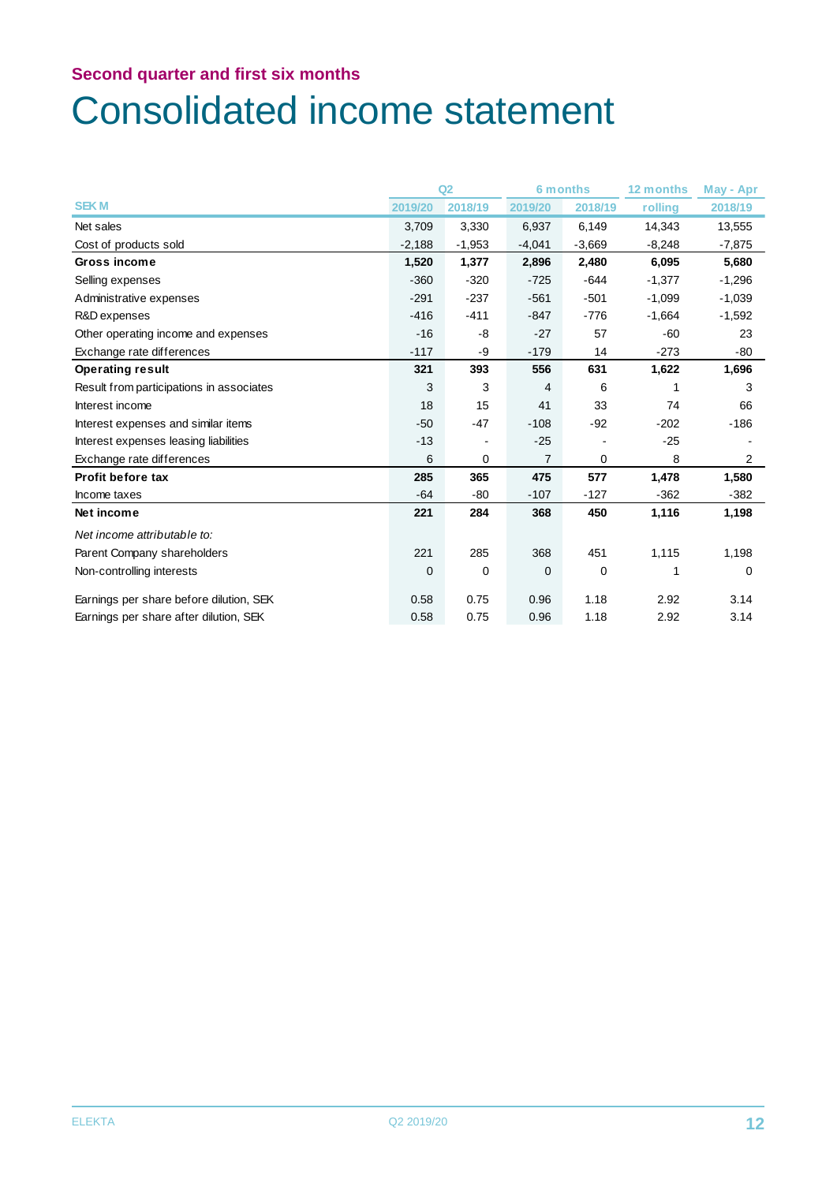## Second quarter and first six months

# Consolidated income statement

| SEK M | Q2 | | 6 months | | 12 months | May - Apr |
|---|---|---|---|---|---|---|
| | 2019/20 | 2018/19 | 2019/20 | 2018/19 | rolling | 2018/19 |
| Net sales | 3,709 | 3,330 | 6,937 | 6,149 | 14,343 | 13,555 |
| Cost of products sold | -2,188 | -1,953 | -4,041 | -3,669 | -8,248 | -7,875 |
| **Gross income** | **1,520** | **1,377** | **2,896** | **2,480** | **6,095** | **5,680** |
| Selling expenses | -360 | -320 | -725 | -644 | -1,377 | -1,296 |
| Administrative expenses | -291 | -237 | -561 | -501 | -1,099 | -1,039 |
| R&D expenses | -416 | -411 | -847 | -776 | -1,664 | -1,592 |
| Other operating income and expenses | -16 | -8 | -27 | 57 | -60 | 23 |
| Exchange rate differences | -117 | -9 | -179 | 14 | -273 | -80 |
| **Operating result** | **321** | **393** | **556** | **631** | **1,622** | **1,696** |
| Result from participations in associates | 3 | 3 | 4 | 6 | 1 | 3 |
| Interest income | 18 | 15 | 41 | 33 | 74 | 66 |
| Interest expenses and similar items | -50 | -47 | -108 | -92 | -202 | -186 |
| Interest expenses leasing liabilities | -13 | - | -25 | - | -25 | - |
| Exchange rate differences | 6 | 0 | 7 | 0 | 8 | 2 |
| **Profit before tax** | **285** | **365** | **475** | **577** | **1,478** | **1,580** |
| Income taxes | -64 | -80 | -107 | -127 | -362 | -382 |
| **Net income** | **221** | **284** | **368** | **450** | **1,116** | **1,198** |
| *Net income attributable to:* | | | | | | |
| Parent Company shareholders | 221 | 285 | 368 | 451 | 1,115 | 1,198 |
| Non-controlling interests | 0 | 0 | 0 | 0 | 1 | 0 |
| | | | | | | |
| Earnings per share before dilution, SEK | 0.58 | 0.75 | 0.96 | 1.18 | 2.92 | 3.14 |
| Earnings per share after dilution, SEK | 0.58 | 0.75 | 0.96 | 1.18 | 2.92 | 3.14 |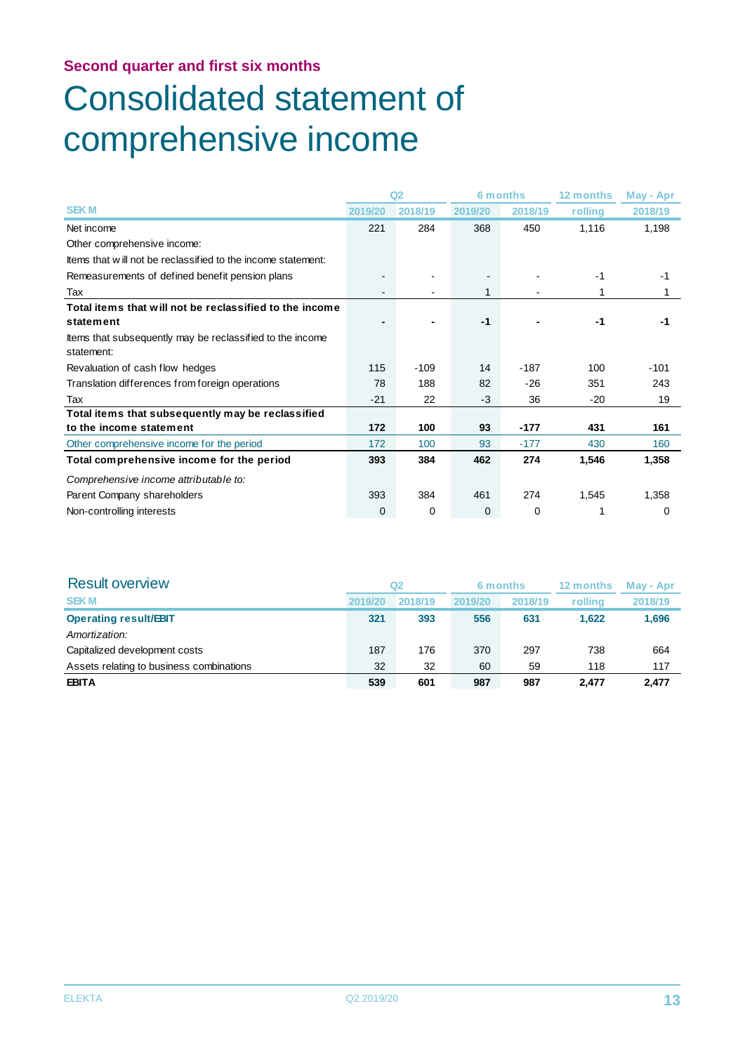**Second quarter and first six months**

# Consolidated statement of comprehensive income

| | Q2 | | 6 months | | 12 months | May - Apr |
|---|---|---|---|---|---|---|
| SEK M | 2019/20 | 2018/19 | 2019/20 | 2018/19 | rolling | 2018/19 |
| Net income | 221 | 284 | 368 | 450 | 1,116 | 1,198 |
| Other comprehensive income: | | | | | | |
| Items that will not be reclassified to the income statement: | | | | | | |
| Remeasurements of defined benefit pension plans | - | - | - | - | -1 | -1 |
| Tax | - | - | 1 | - | 1 | 1 |
| **Total items that will not be reclassified to the income statement** | **-** | **-** | **-1** | **-** | **-1** | **-1** |
| Items that subsequently may be reclassified to the income statement: | | | | | | |
| Revaluation of cash flow hedges | 115 | -109 | 14 | -187 | 100 | -101 |
| Translation differences from foreign operations | 78 | 188 | 82 | -26 | 351 | 243 |
| Tax | -21 | 22 | -3 | 36 | -20 | 19 |
| **Total items that subsequently may be reclassified to the income statement** | **172** | **100** | **93** | **-177** | **431** | **161** |
| Other comprehensive income for the period | 172 | 100 | 93 | -177 | 430 | 160 |
| **Total comprehensive income for the period** | **393** | **384** | **462** | **274** | **1,546** | **1,358** |
| *Comprehensive income attributable to:* | | | | | | |
| Parent Company shareholders | 393 | 384 | 461 | 274 | 1,545 | 1,358 |
| Non-controlling interests | 0 | 0 | 0 | 0 | 1 | 0 |

## Result overview

| | Q2 | | 6 months | | 12 months | May - Apr |
|---|---|---|---|---|---|---|
| SEK M | 2019/20 | 2018/19 | 2019/20 | 2018/19 | rolling | 2018/19 |
| **Operating result/EBIT** | **321** | **393** | **556** | **631** | **1,622** | **1,696** |
| *Amortization:* | | | | | | |
| Capitalized development costs | 187 | 176 | 370 | 297 | 738 | 664 |
| Assets relating to business combinations | 32 | 32 | 60 | 59 | 118 | 117 |
| **EBITA** | **539** | **601** | **987** | **987** | **2,477** | **2,477** |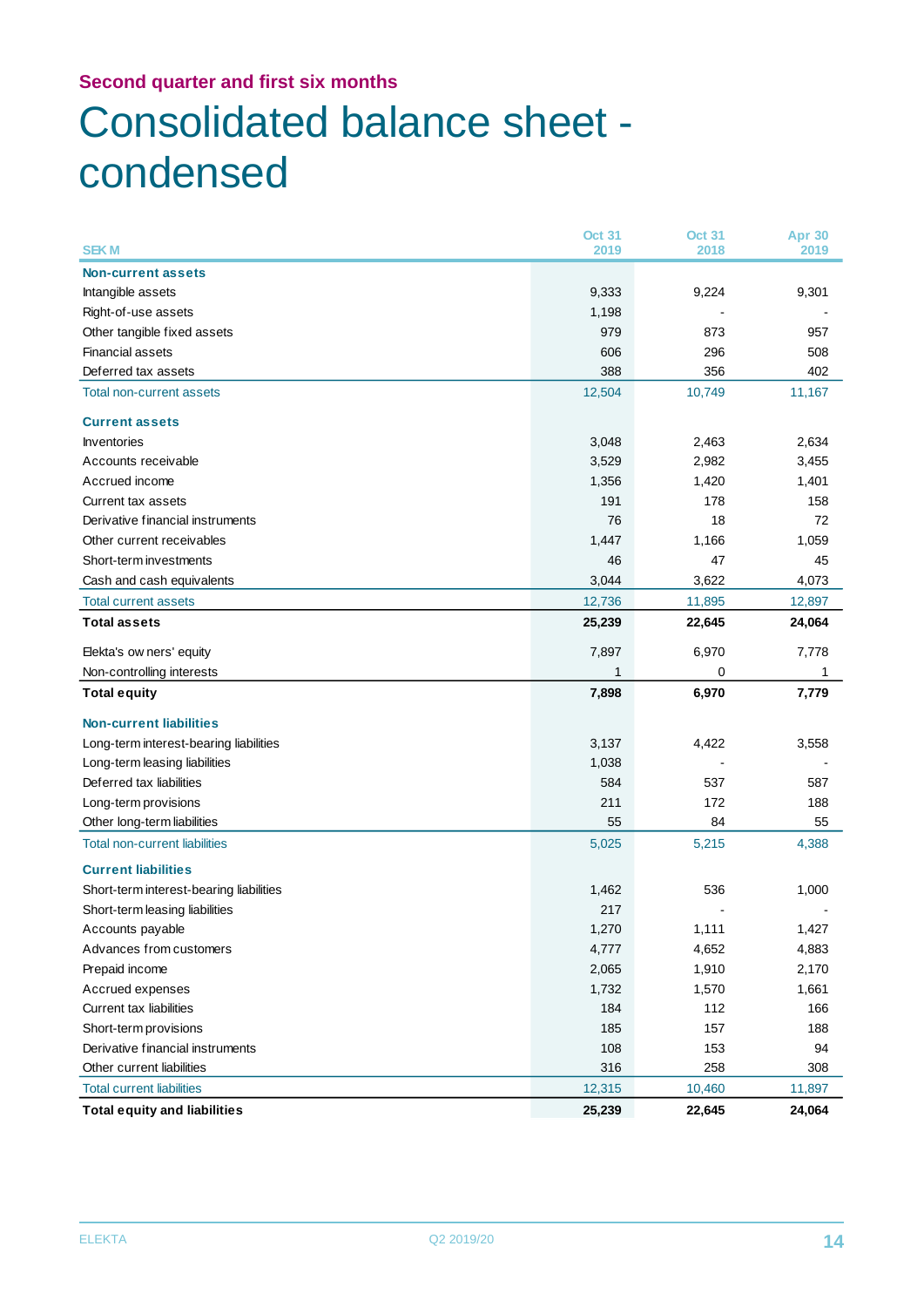## Second quarter and first six months

# Consolidated balance sheet - condensed

| SEK M | Oct 31 2019 | Oct 31 2018 | Apr 30 2019 |
|---|---|---|---|
| **Non-current assets** | | | |
| Intangible assets | 9,333 | 9,224 | 9,301 |
| Right-of-use assets | 1,198 | - | - |
| Other tangible fixed assets | 979 | 873 | 957 |
| Financial assets | 606 | 296 | 508 |
| Deferred tax assets | 388 | 356 | 402 |
| Total non-current assets | 12,504 | 10,749 | 11,167 |
| **Current assets** | | | |
| Inventories | 3,048 | 2,463 | 2,634 |
| Accounts receivable | 3,529 | 2,982 | 3,455 |
| Accrued income | 1,356 | 1,420 | 1,401 |
| Current tax assets | 191 | 178 | 158 |
| Derivative financial instruments | 76 | 18 | 72 |
| Other current receivables | 1,447 | 1,166 | 1,059 |
| Short-term investments | 46 | 47 | 45 |
| Cash and cash equivalents | 3,044 | 3,622 | 4,073 |
| Total current assets | 12,736 | 11,895 | 12,897 |
| **Total assets** | **25,239** | **22,645** | **24,064** |
| Elekta's owners' equity | 7,897 | 6,970 | 7,778 |
| Non-controlling interests | 1 | 0 | 1 |
| **Total equity** | **7,898** | **6,970** | **7,779** |
| **Non-current liabilities** | | | |
| Long-term interest-bearing liabilities | 3,137 | 4,422 | 3,558 |
| Long-term leasing liabilities | 1,038 | - | - |
| Deferred tax liabilities | 584 | 537 | 587 |
| Long-term provisions | 211 | 172 | 188 |
| Other long-term liabilities | 55 | 84 | 55 |
| Total non-current liabilities | 5,025 | 5,215 | 4,388 |
| **Current liabilities** | | | |
| Short-term interest-bearing liabilities | 1,462 | 536 | 1,000 |
| Short-term leasing liabilities | 217 | - | - |
| Accounts payable | 1,270 | 1,111 | 1,427 |
| Advances from customers | 4,777 | 4,652 | 4,883 |
| Prepaid income | 2,065 | 1,910 | 2,170 |
| Accrued expenses | 1,732 | 1,570 | 1,661 |
| Current tax liabilities | 184 | 112 | 166 |
| Short-term provisions | 185 | 157 | 188 |
| Derivative financial instruments | 108 | 153 | 94 |
| Other current liabilities | 316 | 258 | 308 |
| Total current liabilities | 12,315 | 10,460 | 11,897 |
| **Total equity and liabilities** | **25,239** | **22,645** | **24,064** |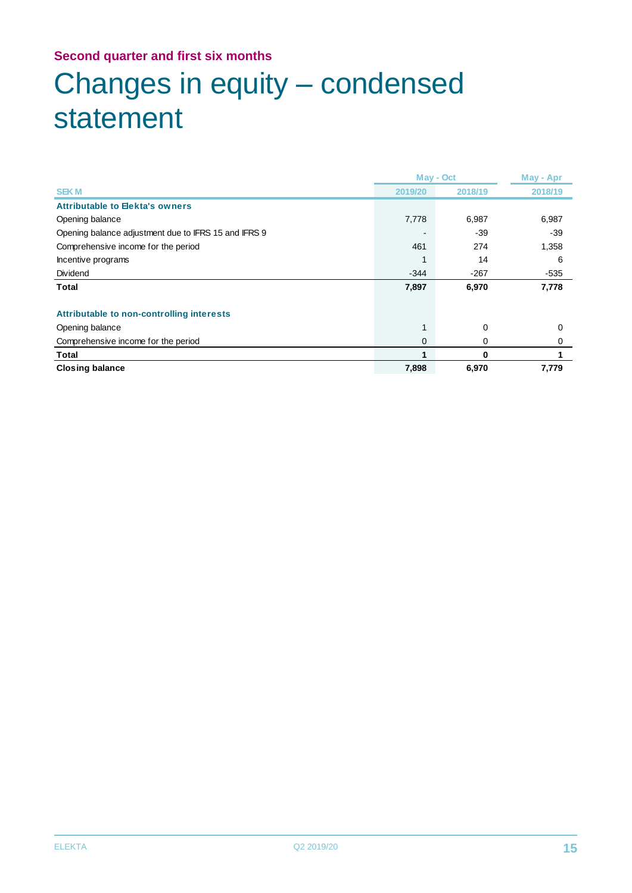**Second quarter and first six months**

# Changes in equity – condensed statement

| | May - Oct | | May - Apr |
|---|---|---|---|
| SEK M | 2019/20 | 2018/19 | 2018/19 |
| **Attributable to Elekta's owners** | | | |
| Opening balance | 7,778 | 6,987 | 6,987 |
| Opening balance adjustment due to IFRS 15 and IFRS 9 | - | -39 | -39 |
| Comprehensive income for the period | 461 | 274 | 1,358 |
| Incentive programs | 1 | 14 | 6 |
| Dividend | -344 | -267 | -535 |
| **Total** | **7,897** | **6,970** | **7,778** |
| | | | |
| **Attributable to non-controlling interests** | | | |
| Opening balance | 1 | 0 | 0 |
| Comprehensive income for the period | 0 | 0 | 0 |
| **Total** | **1** | **0** | **1** |
| **Closing balance** | **7,898** | **6,970** | **7,779** |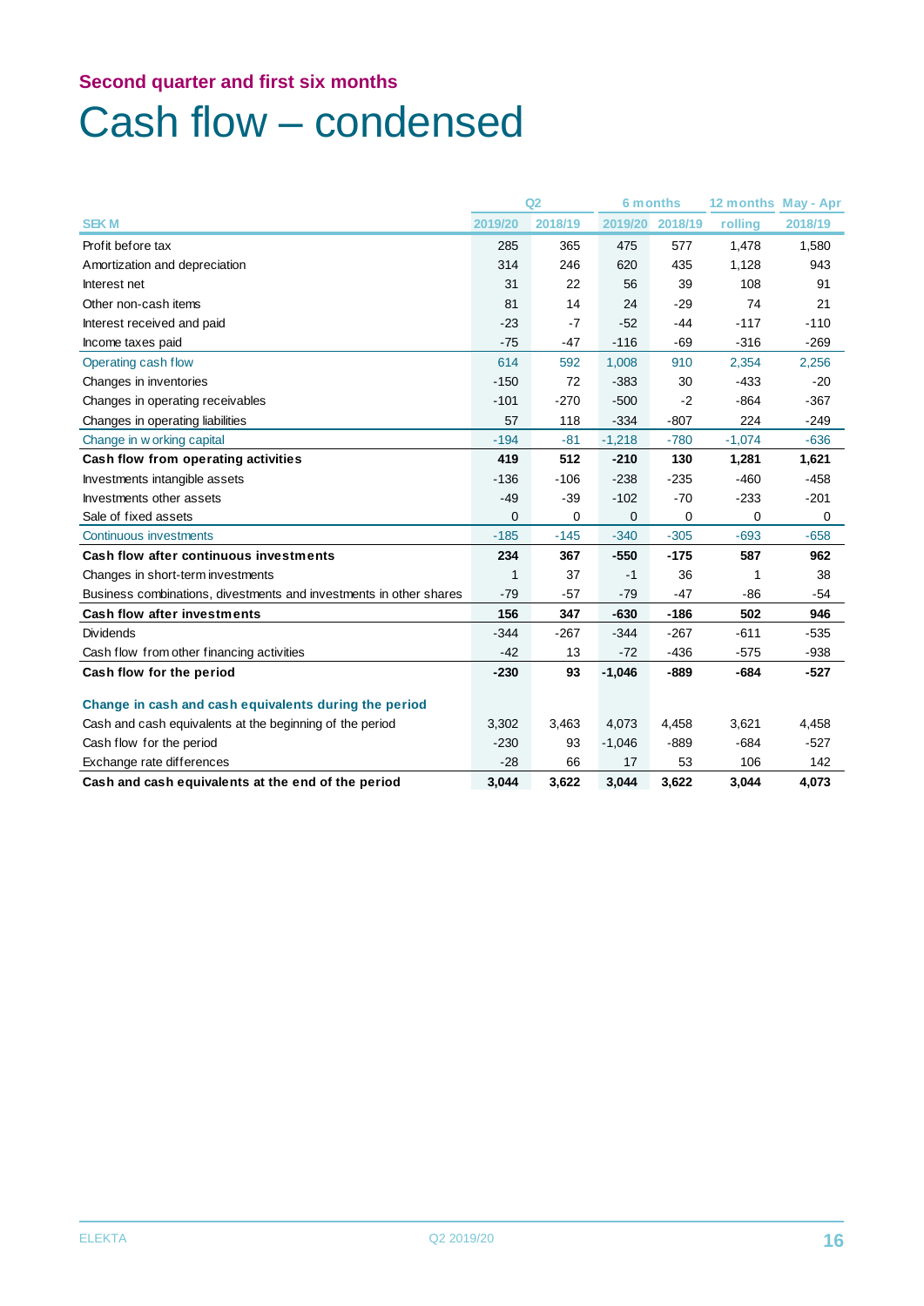## Second quarter and first six months

# Cash flow – condensed

| SEK M | Q2 2019/20 | Q2 2018/19 | 6 months 2019/20 | 6 months 2018/19 | 12 months rolling | May - Apr 2018/19 |
|---|---|---|---|---|---|---|
| Profit before tax | 285 | 365 | 475 | 577 | 1,478 | 1,580 |
| Amortization and depreciation | 314 | 246 | 620 | 435 | 1,128 | 943 |
| Interest net | 31 | 22 | 56 | 39 | 108 | 91 |
| Other non-cash items | 81 | 14 | 24 | -29 | 74 | 21 |
| Interest received and paid | -23 | -7 | -52 | -44 | -117 | -110 |
| Income taxes paid | -75 | -47 | -116 | -69 | -316 | -269 |
| Operating cash flow | 614 | 592 | 1,008 | 910 | 2,354 | 2,256 |
| Changes in inventories | -150 | 72 | -383 | 30 | -433 | -20 |
| Changes in operating receivables | -101 | -270 | -500 | -2 | -864 | -367 |
| Changes in operating liabilities | 57 | 118 | -334 | -807 | 224 | -249 |
| Change in working capital | -194 | -81 | -1,218 | -780 | -1,074 | -636 |
| **Cash flow from operating activities** | **419** | **512** | **-210** | **130** | **1,281** | **1,621** |
| Investments intangible assets | -136 | -106 | -238 | -235 | -460 | -458 |
| Investments other assets | -49 | -39 | -102 | -70 | -233 | -201 |
| Sale of fixed assets | 0 | 0 | 0 | 0 | 0 | 0 |
| Continuous investments | -185 | -145 | -340 | -305 | -693 | -658 |
| **Cash flow after continuous investments** | **234** | **367** | **-550** | **-175** | **587** | **962** |
| Changes in short-term investments | 1 | 37 | -1 | 36 | 1 | 38 |
| Business combinations, divestments and investments in other shares | -79 | -57 | -79 | -47 | -86 | -54 |
| **Cash flow after investments** | **156** | **347** | **-630** | **-186** | **502** | **946** |
| Dividends | -344 | -267 | -344 | -267 | -611 | -535 |
| Cash flow from other financing activities | -42 | 13 | -72 | -436 | -575 | -938 |
| **Cash flow for the period** | **-230** | **93** | **-1,046** | **-889** | **-684** | **-527** |
| | | | | | | |
| **Change in cash and cash equivalents during the period** | | | | | | |
| Cash and cash equivalents at the beginning of the period | 3,302 | 3,463 | 4,073 | 4,458 | 3,621 | 4,458 |
| Cash flow for the period | -230 | 93 | -1,046 | -889 | -684 | -527 |
| Exchange rate differences | -28 | 66 | 17 | 53 | 106 | 142 |
| **Cash and cash equivalents at the end of the period** | **3,044** | **3,622** | **3,044** | **3,622** | **3,044** | **4,073** |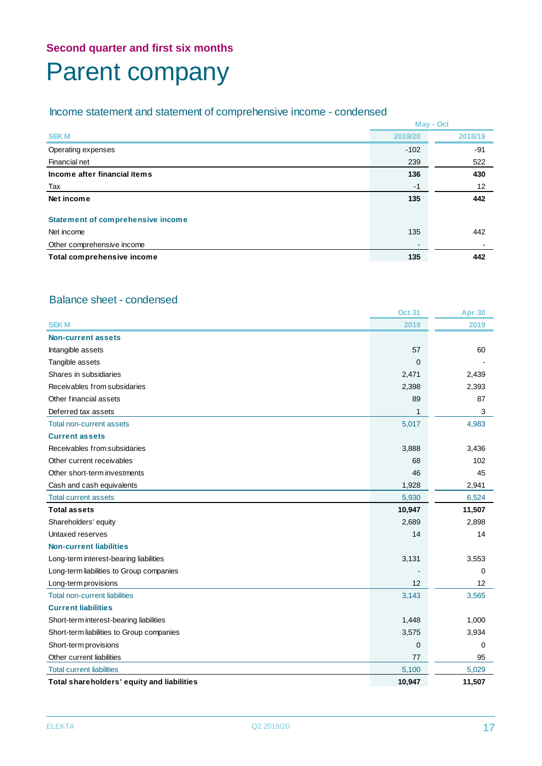## Second quarter and first six months

# Parent company

### Income statement and statement of comprehensive income - condensed

| | May - Oct | |
|---|---|---|
| SEK M | 2019/20 | 2018/19 |
| Operating expenses | -102 | -91 |
| Financial net | 239 | 522 |
| **Income after financial items** | **136** | **430** |
| Tax | -1 | 12 |
| **Net income** | **135** | **442** |
| | | |
| **Statement of comprehensive income** | | |
| Net income | 135 | 442 |
| Other comprehensive income | - | - |
| **Total comprehensive income** | **135** | **442** |

### Balance sheet - condensed

| | Oct 31 | Apr 30 |
|---|---|---|
| SEK M | 2019 | 2019 |
| **Non-current assets** | | |
| Intangible assets | 57 | 60 |
| Tangible assets | 0 | - |
| Shares in subsidiaries | 2,471 | 2,439 |
| Receivables from subsidaries | 2,398 | 2,393 |
| Other financial assets | 89 | 87 |
| Deferred tax assets | 1 | 3 |
| Total non-current assets | 5,017 | 4,983 |
| **Current assets** | | |
| Receivables from subsidaries | 3,888 | 3,436 |
| Other current receivables | 68 | 102 |
| Other short-term investments | 46 | 45 |
| Cash and cash equivalents | 1,928 | 2,941 |
| Total current assets | 5,930 | 6,524 |
| **Total assets** | **10,947** | **11,507** |
| Shareholders' equity | 2,689 | 2,898 |
| Untaxed reserves | 14 | 14 |
| **Non-current liabilities** | | |
| Long-term interest-bearing liabilities | 3,131 | 3,553 |
| Long-term liabilities to Group companies | - | 0 |
| Long-term provisions | 12 | 12 |
| Total non-current liabilities | 3,143 | 3,565 |
| **Current liabilities** | | |
| Short-term interest-bearing liabilities | 1,448 | 1,000 |
| Short-term liabilities to Group companies | 3,575 | 3,934 |
| Short-term provisions | 0 | 0 |
| Other current liabilities | 77 | 95 |
| Total current liabilities | 5,100 | 5,029 |
| **Total shareholders' equity and liabilities** | **10,947** | **11,507** |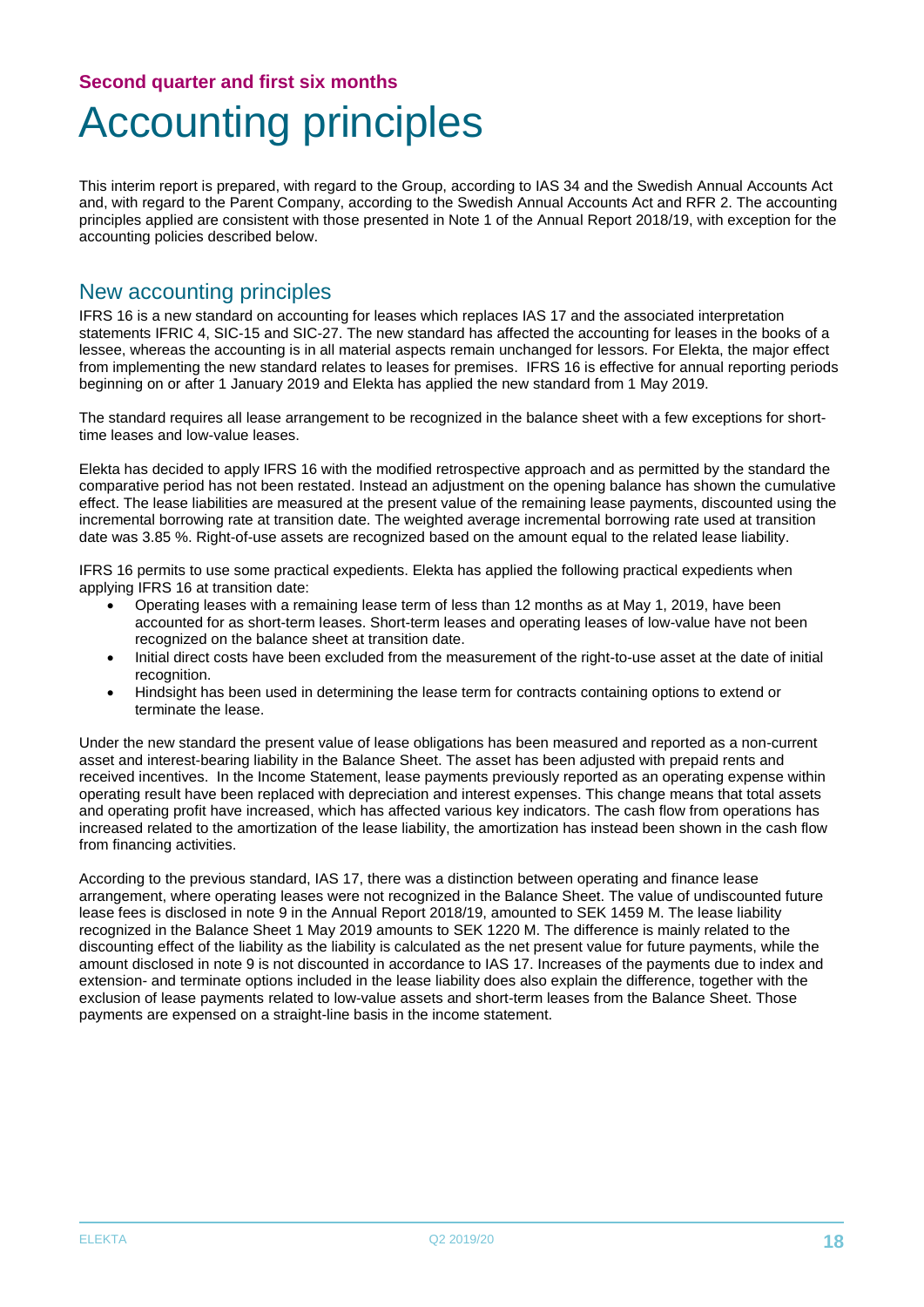**Second quarter and first six months**

# Accounting principles

This interim report is prepared, with regard to the Group, according to IAS 34 and the Swedish Annual Accounts Act and, with regard to the Parent Company, according to the Swedish Annual Accounts Act and RFR 2. The accounting principles applied are consistent with those presented in Note 1 of the Annual Report 2018/19, with exception for the accounting policies described below.

## New accounting principles

IFRS 16 is a new standard on accounting for leases which replaces IAS 17 and the associated interpretation statements IFRIC 4, SIC-15 and SIC-27. The new standard has affected the accounting for leases in the books of a lessee, whereas the accounting is in all material aspects remain unchanged for lessors. For Elekta, the major effect from implementing the new standard relates to leases for premises. IFRS 16 is effective for annual reporting periods beginning on or after 1 January 2019 and Elekta has applied the new standard from 1 May 2019.

The standard requires all lease arrangement to be recognized in the balance sheet with a few exceptions for short-time leases and low-value leases.

Elekta has decided to apply IFRS 16 with the modified retrospective approach and as permitted by the standard the comparative period has not been restated. Instead an adjustment on the opening balance has shown the cumulative effect. The lease liabilities are measured at the present value of the remaining lease payments, discounted using the incremental borrowing rate at transition date. The weighted average incremental borrowing rate used at transition date was 3.85 %. Right-of-use assets are recognized based on the amount equal to the related lease liability.

IFRS 16 permits to use some practical expedients. Elekta has applied the following practical expedients when applying IFRS 16 at transition date:

- Operating leases with a remaining lease term of less than 12 months as at May 1, 2019, have been accounted for as short-term leases. Short-term leases and operating leases of low-value have not been recognized on the balance sheet at transition date.
- Initial direct costs have been excluded from the measurement of the right-to-use asset at the date of initial recognition.
- Hindsight has been used in determining the lease term for contracts containing options to extend or terminate the lease.

Under the new standard the present value of lease obligations has been measured and reported as a non-current asset and interest-bearing liability in the Balance Sheet. The asset has been adjusted with prepaid rents and received incentives. In the Income Statement, lease payments previously reported as an operating expense within operating result have been replaced with depreciation and interest expenses. This change means that total assets and operating profit have increased, which has affected various key indicators. The cash flow from operations has increased related to the amortization of the lease liability, the amortization has instead been shown in the cash flow from financing activities.

According to the previous standard, IAS 17, there was a distinction between operating and finance lease arrangement, where operating leases were not recognized in the Balance Sheet. The value of undiscounted future lease fees is disclosed in note 9 in the Annual Report 2018/19, amounted to SEK 1459 M. The lease liability recognized in the Balance Sheet 1 May 2019 amounts to SEK 1220 M. The difference is mainly related to the discounting effect of the liability as the liability is calculated as the net present value for future payments, while the amount disclosed in note 9 is not discounted in accordance to IAS 17. Increases of the payments due to index and extension- and terminate options included in the lease liability does also explain the difference, together with the exclusion of lease payments related to low-value assets and short-term leases from the Balance Sheet. Those payments are expensed on a straight-line basis in the income statement.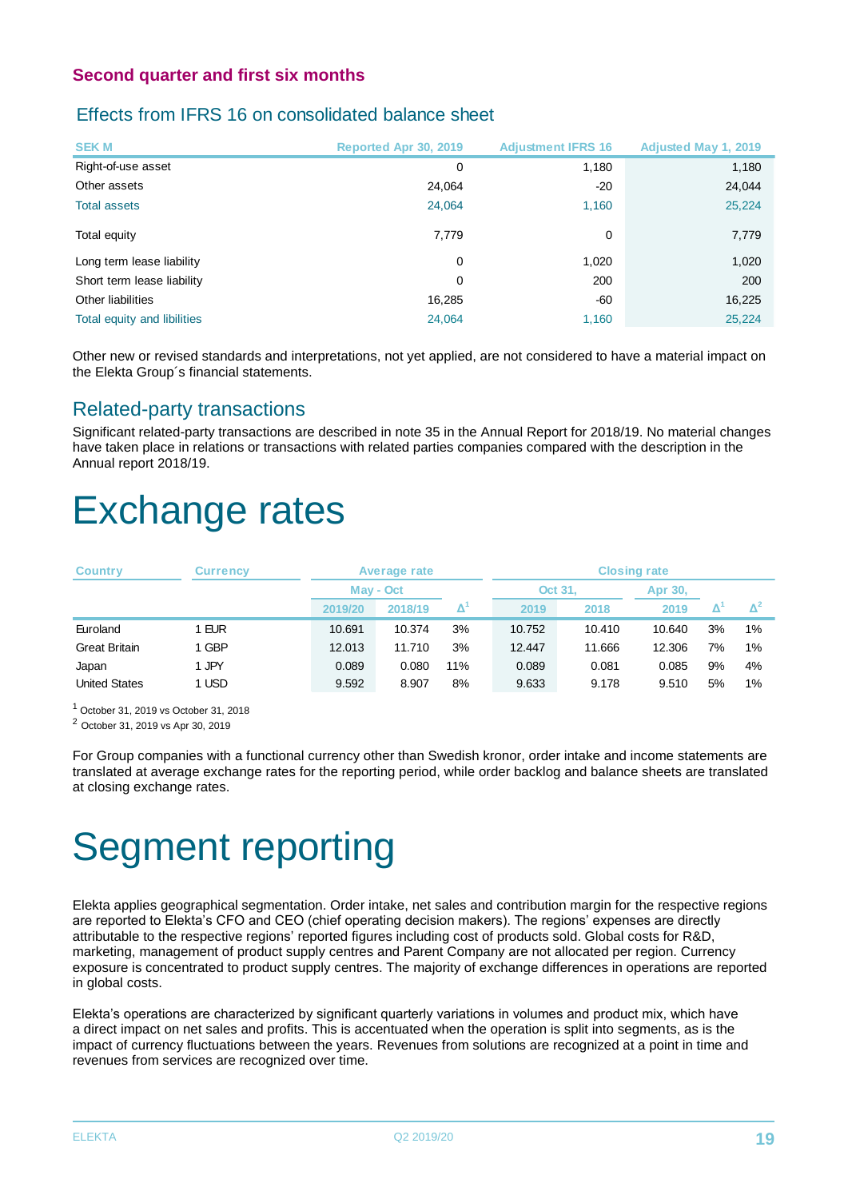## Second quarter and first six months

### Effects from IFRS 16 on consolidated balance sheet

| SEK M | Reported Apr 30, 2019 | Adjustment IFRS 16 | Adjusted May 1, 2019 |
|---|---|---|---|
| Right-of-use asset | 0 | 1,180 | 1,180 |
| Other assets | 24,064 | -20 | 24,044 |
| Total assets | 24,064 | 1,160 | 25,224 |
| Total equity | 7,779 | 0 | 7,779 |
| Long term lease liability | 0 | 1,020 | 1,020 |
| Short term lease liability | 0 | 200 | 200 |
| Other liabilities | 16,285 | -60 | 16,225 |
| Total equity and libilities | 24,064 | 1,160 | 25,224 |

Other new or revised standards and interpretations, not yet applied, are not considered to have a material impact on the Elekta Group´s financial statements.

### Related-party transactions

Significant related-party transactions are described in note 35 in the Annual Report for 2018/19. No material changes have taken place in relations or transactions with related parties companies compared with the description in the Annual report 2018/19.

# Exchange rates

| Country | Currency | Average rate | | | Closing rate | | | | |
|---|---|---|---|---|---|---|---|---|---|
| | | May - Oct | | | Oct 31, | | Apr 30, | | |
| | | 2019/20 | 2018/19 | Δ[1] | 2019 | 2018 | 2019 | Δ[1] | Δ[2] |
| Euroland | 1 EUR | 10.691 | 10.374 | 3% | 10.752 | 10.410 | 10.640 | 3% | 1% |
| Great Britain | 1 GBP | 12.013 | 11.710 | 3% | 12.447 | 11.666 | 12.306 | 7% | 1% |
| Japan | 1 JPY | 0.089 | 0.080 | 11% | 0.089 | 0.081 | 0.085 | 9% | 4% |
| United States | 1 USD | 9.592 | 8.907 | 8% | 9.633 | 9.178 | 9.510 | 5% | 1% |

[1] October 31, 2019 vs October 31, 2018
[2] October 31, 2019 vs Apr 30, 2019

For Group companies with a functional currency other than Swedish kronor, order intake and income statements are translated at average exchange rates for the reporting period, while order backlog and balance sheets are translated at closing exchange rates.

# Segment reporting

Elekta applies geographical segmentation. Order intake, net sales and contribution margin for the respective regions are reported to Elekta's CFO and CEO (chief operating decision makers). The regions' expenses are directly attributable to the respective regions' reported figures including cost of products sold. Global costs for R&D, marketing, management of product supply centres and Parent Company are not allocated per region. Currency exposure is concentrated to product supply centres. The majority of exchange differences in operations are reported in global costs.

Elekta's operations are characterized by significant quarterly variations in volumes and product mix, which have a direct impact on net sales and profits. This is accentuated when the operation is split into segments, as is the impact of currency fluctuations between the years. Revenues from solutions are recognized at a point in time and revenues from services are recognized over time.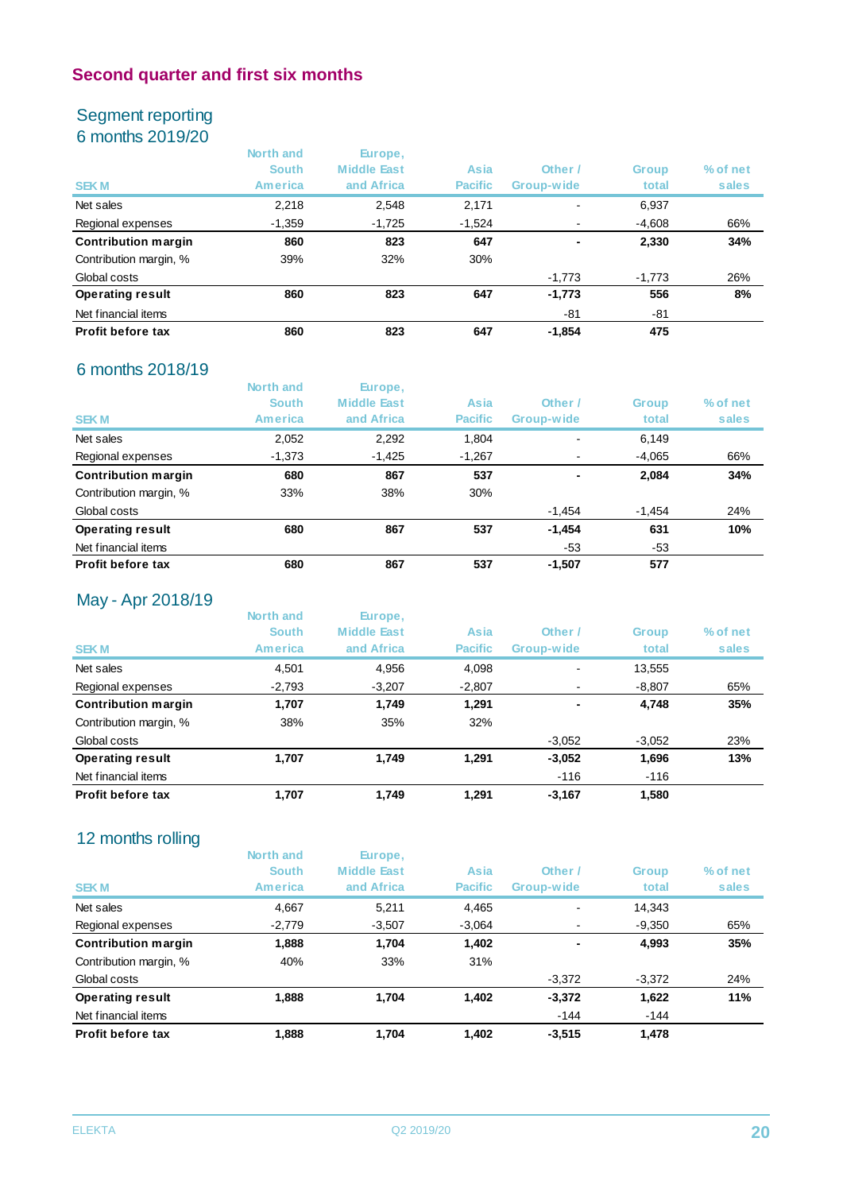## Second quarter and first six months

### Segment reporting
### 6 months 2019/20

| SEK M | North and South America | Europe, Middle East and Africa | Asia Pacific | Other / Group-wide | Group total | % of net sales |
|---|---|---|---|---|---|---|
| Net sales | 2,218 | 2,548 | 2,171 | - | 6,937 | |
| Regional expenses | -1,359 | -1,725 | -1,524 | - | -4,608 | 66% |
| **Contribution margin** | **860** | **823** | **647** | **-** | **2,330** | **34%** |
| Contribution margin, % | 39% | 32% | 30% | | | |
| Global costs | | | | -1,773 | -1,773 | 26% |
| **Operating result** | **860** | **823** | **647** | **-1,773** | **556** | **8%** |
| Net financial items | | | | -81 | -81 | |
| **Profit before tax** | **860** | **823** | **647** | **-1,854** | **475** | |

### 6 months 2018/19

| SEK M | North and South America | Europe, Middle East and Africa | Asia Pacific | Other / Group-wide | Group total | % of net sales |
|---|---|---|---|---|---|---|
| Net sales | 2,052 | 2,292 | 1,804 | - | 6,149 | |
| Regional expenses | -1,373 | -1,425 | -1,267 | - | -4,065 | 66% |
| **Contribution margin** | **680** | **867** | **537** | **-** | **2,084** | **34%** |
| Contribution margin, % | 33% | 38% | 30% | | | |
| Global costs | | | | -1,454 | -1,454 | 24% |
| **Operating result** | **680** | **867** | **537** | **-1,454** | **631** | **10%** |
| Net financial items | | | | -53 | -53 | |
| **Profit before tax** | **680** | **867** | **537** | **-1,507** | **577** | |

### May - Apr 2018/19

| SEK M | North and South America | Europe, Middle East and Africa | Asia Pacific | Other / Group-wide | Group total | % of net sales |
|---|---|---|---|---|---|---|
| Net sales | 4,501 | 4,956 | 4,098 | - | 13,555 | |
| Regional expenses | -2,793 | -3,207 | -2,807 | - | -8,807 | 65% |
| **Contribution margin** | **1,707** | **1,749** | **1,291** | **-** | **4,748** | **35%** |
| Contribution margin, % | 38% | 35% | 32% | | | |
| Global costs | | | | -3,052 | -3,052 | 23% |
| **Operating result** | **1,707** | **1,749** | **1,291** | **-3,052** | **1,696** | **13%** |
| Net financial items | | | | -116 | -116 | |
| **Profit before tax** | **1,707** | **1,749** | **1,291** | **-3,167** | **1,580** | |

### 12 months rolling

| SEK M | North and South America | Europe, Middle East and Africa | Asia Pacific | Other / Group-wide | Group total | % of net sales |
|---|---|---|---|---|---|---|
| Net sales | 4,667 | 5,211 | 4,465 | - | 14,343 | |
| Regional expenses | -2,779 | -3,507 | -3,064 | - | -9,350 | 65% |
| **Contribution margin** | **1,888** | **1,704** | **1,402** | **-** | **4,993** | **35%** |
| Contribution margin, % | 40% | 33% | 31% | | | |
| Global costs | | | | -3,372 | -3,372 | 24% |
| **Operating result** | **1,888** | **1,704** | **1,402** | **-3,372** | **1,622** | **11%** |
| Net financial items | | | | -144 | -144 | |
| **Profit before tax** | **1,888** | **1,704** | **1,402** | **-3,515** | **1,478** | |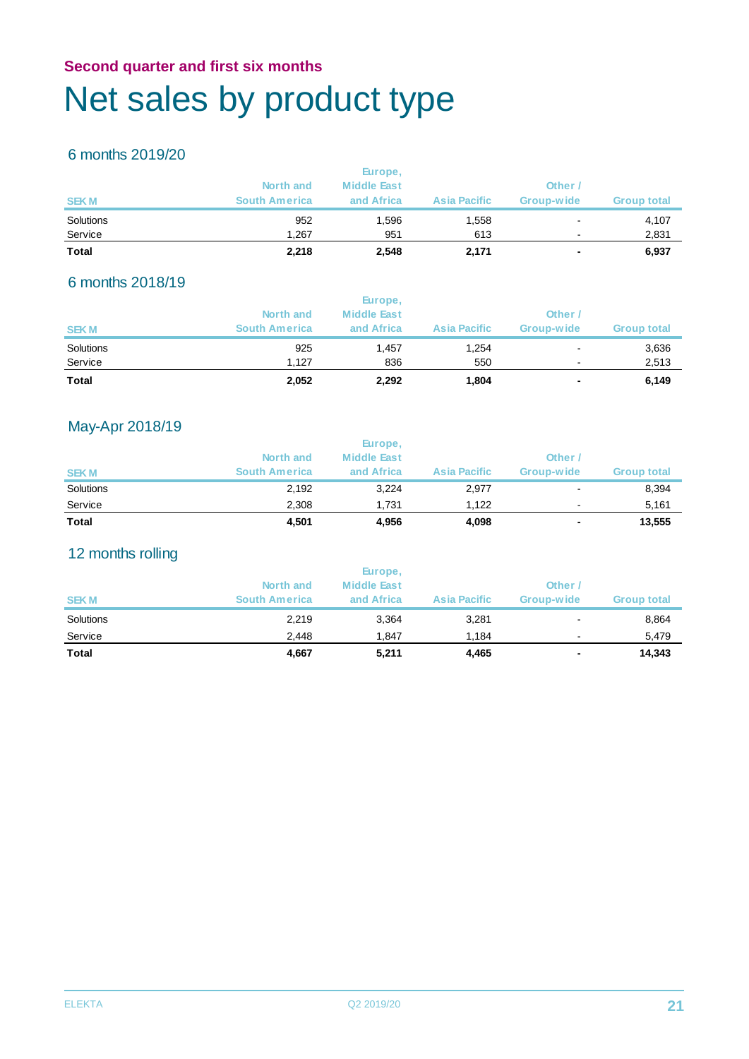**Second quarter and first six months**

# Net sales by product type

## 6 months 2019/20

| SEK M | North and South America | Europe, Middle East and Africa | Asia Pacific | Other / Group-wide | Group total |
|---|---|---|---|---|---|
| Solutions | 952 | 1,596 | 1,558 | - | 4,107 |
| Service | 1,267 | 951 | 613 | - | 2,831 |
| **Total** | **2,218** | **2,548** | **2,171** | **-** | **6,937** |

## 6 months 2018/19

| SEK M | North and South America | Europe, Middle East and Africa | Asia Pacific | Other / Group-wide | Group total |
|---|---|---|---|---|---|
| Solutions | 925 | 1,457 | 1,254 | - | 3,636 |
| Service | 1,127 | 836 | 550 | - | 2,513 |
| **Total** | **2,052** | **2,292** | **1,804** | **-** | **6,149** |

## May-Apr 2018/19

| SEK M | North and South America | Europe, Middle East and Africa | Asia Pacific | Other / Group-wide | Group total |
|---|---|---|---|---|---|
| Solutions | 2,192 | 3,224 | 2,977 | - | 8,394 |
| Service | 2,308 | 1,731 | 1,122 | - | 5,161 |
| **Total** | **4,501** | **4,956** | **4,098** | **-** | **13,555** |

## 12 months rolling

| SEK M | North and South America | Europe, Middle East and Africa | Asia Pacific | Other / Group-wide | Group total |
|---|---|---|---|---|---|
| Solutions | 2,219 | 3,364 | 3,281 | - | 8,864 |
| Service | 2,448 | 1,847 | 1,184 | - | 5,479 |
| **Total** | **4,667** | **5,211** | **4,465** | **-** | **14,343** |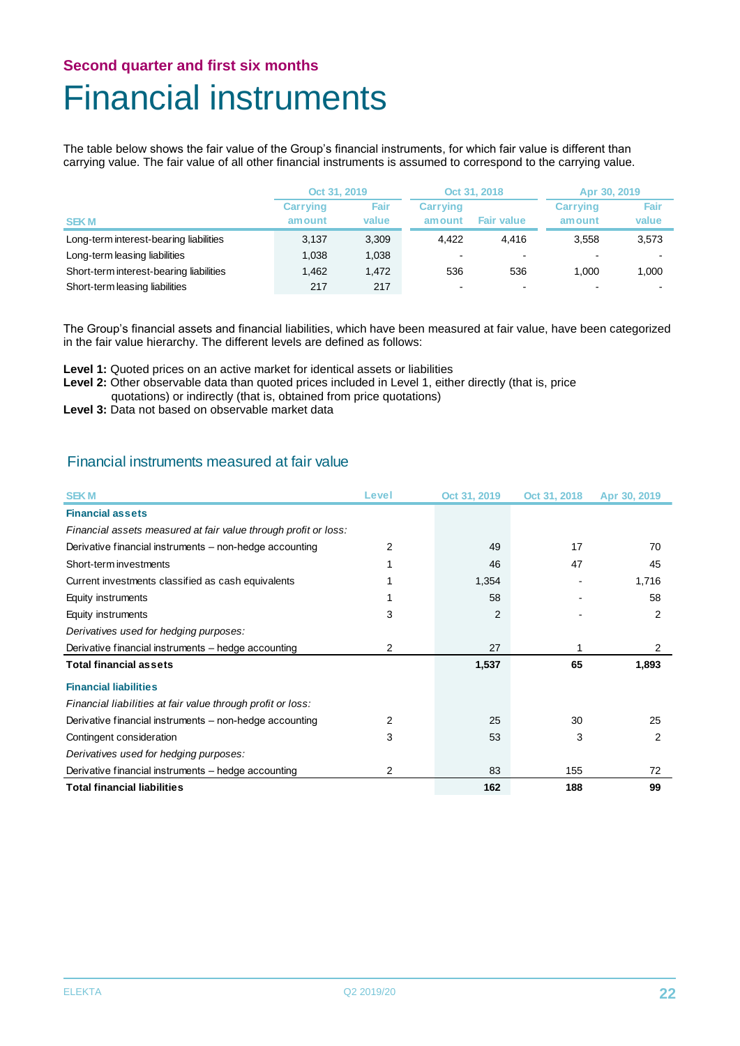**Second quarter and first six months**

# Financial instruments

The table below shows the fair value of the Group's financial instruments, for which fair value is different than carrying value. The fair value of all other financial instruments is assumed to correspond to the carrying value.

| SEK M | Oct 31, 2019 | | Oct 31, 2018 | | Apr 30, 2019 | |
|---|---|---|---|---|---|---|
| | Carrying amount | Fair value | Carrying amount | Fair value | Carrying amount | Fair value |
| Long-term interest-bearing liabilities | 3,137 | 3,309 | 4,422 | 4,416 | 3,558 | 3,573 |
| Long-term leasing liabilities | 1,038 | 1,038 | - | - | - | - |
| Short-term interest-bearing liabilities | 1,462 | 1,472 | 536 | 536 | 1,000 | 1,000 |
| Short-term leasing liabilities | 217 | 217 | - | - | - | - |

The Group's financial assets and financial liabilities, which have been measured at fair value, have been categorized in the fair value hierarchy. The different levels are defined as follows:

**Level 1:** Quoted prices on an active market for identical assets or liabilities
**Level 2:** Other observable data than quoted prices included in Level 1, either directly (that is, price quotations) or indirectly (that is, obtained from price quotations)
**Level 3:** Data not based on observable market data

## Financial instruments measured at fair value

| SEK M | Level | Oct 31, 2019 | Oct 31, 2018 | Apr 30, 2019 |
|---|---|---|---|---|
| **Financial assets** | | | | |
| *Financial assets measured at fair value through profit or loss:* | | | | |
| Derivative financial instruments – non-hedge accounting | 2 | 49 | 17 | 70 |
| Short-term investments | 1 | 46 | 47 | 45 |
| Current investments classified as cash equivalents | 1 | 1,354 | - | 1,716 |
| Equity instruments | 1 | 58 | - | 58 |
| Equity instruments | 3 | 2 | - | 2 |
| *Derivatives used for hedging purposes:* | | | | |
| Derivative financial instruments – hedge accounting | 2 | 27 | 1 | 2 |
| **Total financial assets** | | **1,537** | **65** | **1,893** |
| **Financial liabilities** | | | | |
| *Financial liabilities at fair value through profit or loss:* | | | | |
| Derivative financial instruments – non-hedge accounting | 2 | 25 | 30 | 25 |
| Contingent consideration | 3 | 53 | 3 | 2 |
| *Derivatives used for hedging purposes:* | | | | |
| Derivative financial instruments – hedge accounting | 2 | 83 | 155 | 72 |
| **Total financial liabilities** | | **162** | **188** | **99** |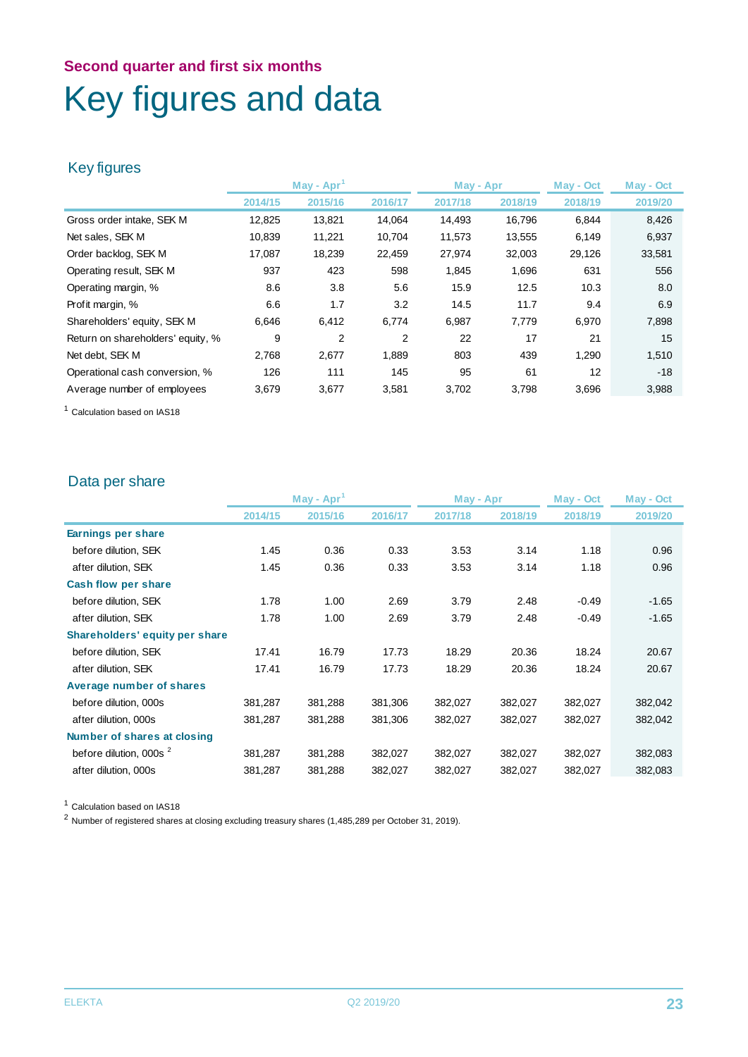## Second quarter and first six months

# Key figures and data

### Key figures

| | May - Apr[1] | | | May - Apr | | May - Oct | May - Oct |
|---|---|---|---|---|---|---|---|
| | 2014/15 | 2015/16 | 2016/17 | 2017/18 | 2018/19 | 2018/19 | 2019/20 |
| Gross order intake, SEK M | 12,825 | 13,821 | 14,064 | 14,493 | 16,796 | 6,844 | 8,426 |
| Net sales, SEK M | 10,839 | 11,221 | 10,704 | 11,573 | 13,555 | 6,149 | 6,937 |
| Order backlog, SEK M | 17,087 | 18,239 | 22,459 | 27,974 | 32,003 | 29,126 | 33,581 |
| Operating result, SEK M | 937 | 423 | 598 | 1,845 | 1,696 | 631 | 556 |
| Operating margin, % | 8.6 | 3.8 | 5.6 | 15.9 | 12.5 | 10.3 | 8.0 |
| Profit margin, % | 6.6 | 1.7 | 3.2 | 14.5 | 11.7 | 9.4 | 6.9 |
| Shareholders' equity, SEK M | 6,646 | 6,412 | 6,774 | 6,987 | 7,779 | 6,970 | 7,898 |
| Return on shareholders' equity, % | 9 | 2 | 2 | 22 | 17 | 21 | 15 |
| Net debt, SEK M | 2,768 | 2,677 | 1,889 | 803 | 439 | 1,290 | 1,510 |
| Operational cash conversion, % | 126 | 111 | 145 | 95 | 61 | 12 | -18 |
| Average number of employees | 3,679 | 3,677 | 3,581 | 3,702 | 3,798 | 3,696 | 3,988 |

[1] Calculation based on IAS18

### Data per share

| | May - Apr[1] | | | May - Apr | | May - Oct | May - Oct |
|---|---|---|---|---|---|---|---|
| | 2014/15 | 2015/16 | 2016/17 | 2017/18 | 2018/19 | 2018/19 | 2019/20 |
| **Earnings per share** | | | | | | | |
| before dilution, SEK | 1.45 | 0.36 | 0.33 | 3.53 | 3.14 | 1.18 | 0.96 |
| after dilution, SEK | 1.45 | 0.36 | 0.33 | 3.53 | 3.14 | 1.18 | 0.96 |
| **Cash flow per share** | | | | | | | |
| before dilution, SEK | 1.78 | 1.00 | 2.69 | 3.79 | 2.48 | -0.49 | -1.65 |
| after dilution, SEK | 1.78 | 1.00 | 2.69 | 3.79 | 2.48 | -0.49 | -1.65 |
| **Shareholders' equity per share** | | | | | | | |
| before dilution, SEK | 17.41 | 16.79 | 17.73 | 18.29 | 20.36 | 18.24 | 20.67 |
| after dilution, SEK | 17.41 | 16.79 | 17.73 | 18.29 | 20.36 | 18.24 | 20.67 |
| **Average number of shares** | | | | | | | |
| before dilution, 000s | 381,287 | 381,288 | 381,306 | 382,027 | 382,027 | 382,027 | 382,042 |
| after dilution, 000s | 381,287 | 381,288 | 381,306 | 382,027 | 382,027 | 382,027 | 382,042 |
| **Number of shares at closing** | | | | | | | |
| before dilution, 000s [2] | 381,287 | 381,288 | 382,027 | 382,027 | 382,027 | 382,027 | 382,083 |
| after dilution, 000s | 381,287 | 381,288 | 382,027 | 382,027 | 382,027 | 382,027 | 382,083 |

[1] Calculation based on IAS18

[2] Number of registered shares at closing excluding treasury shares (1,485,289 per October 31, 2019).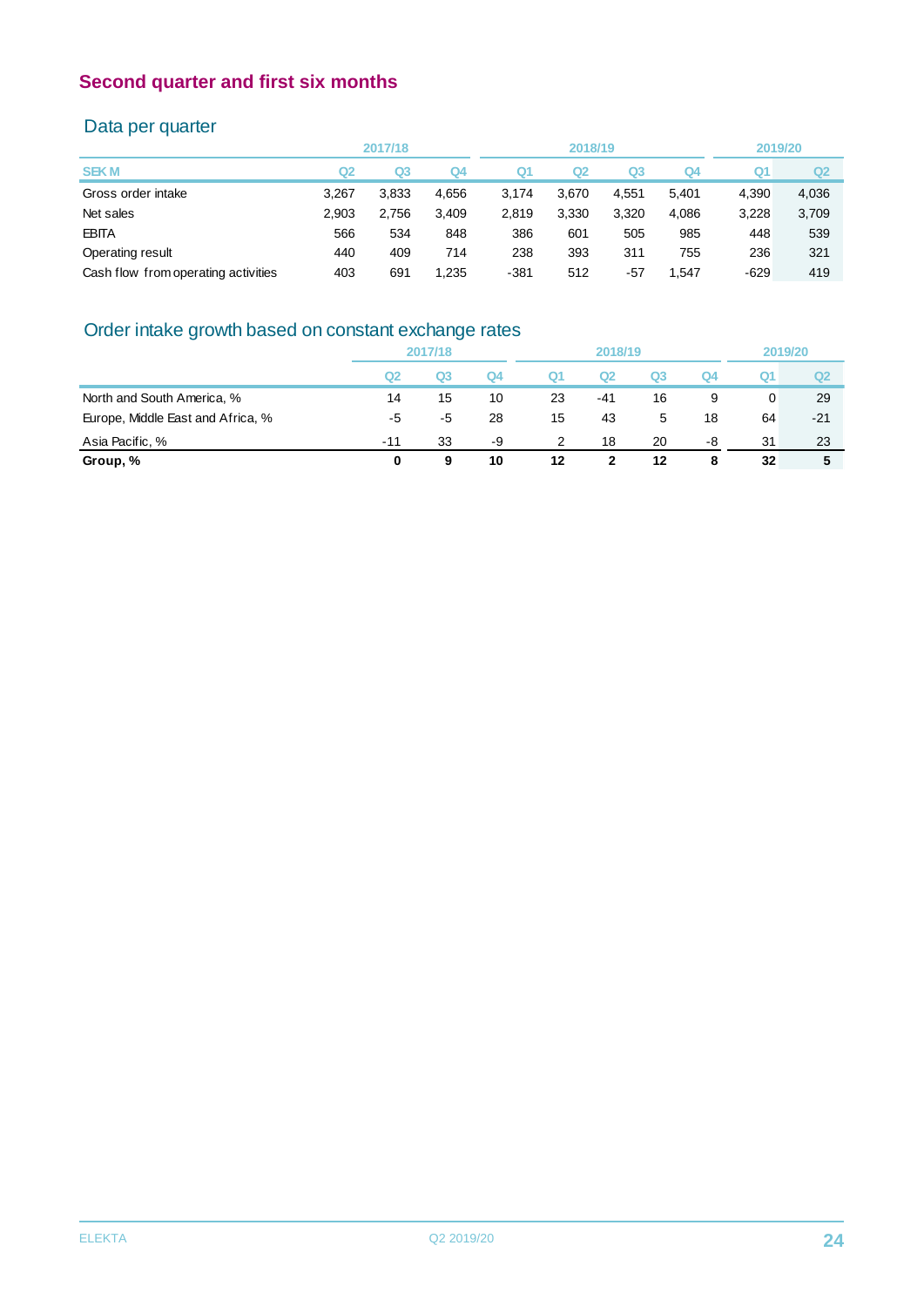## Second quarter and first six months

### Data per quarter

| | 2017/18 | | | 2018/19 | | | | 2019/20 | |
|---|---|---|---|---|---|---|---|---|---|
| SEK M | Q2 | Q3 | Q4 | Q1 | Q2 | Q3 | Q4 | Q1 | Q2 |
| Gross order intake | 3,267 | 3,833 | 4,656 | 3,174 | 3,670 | 4,551 | 5,401 | 4,390 | 4,036 |
| Net sales | 2,903 | 2,756 | 3,409 | 2,819 | 3,330 | 3,320 | 4,086 | 3,228 | 3,709 |
| EBITA | 566 | 534 | 848 | 386 | 601 | 505 | 985 | 448 | 539 |
| Operating result | 440 | 409 | 714 | 238 | 393 | 311 | 755 | 236 | 321 |
| Cash flow from operating activities | 403 | 691 | 1,235 | -381 | 512 | -57 | 1,547 | -629 | 419 |

### Order intake growth based on constant exchange rates

| | 2017/18 | | | 2018/19 | | | | 2019/20 | |
|---|---|---|---|---|---|---|---|---|---|
| | Q2 | Q3 | Q4 | Q1 | Q2 | Q3 | Q4 | Q1 | Q2 |
| North and South America, % | 14 | 15 | 10 | 23 | -41 | 16 | 9 | 0 | 29 |
| Europe, Middle East and Africa, % | -5 | -5 | 28 | 15 | 43 | 5 | 18 | 64 | -21 |
| Asia Pacific, % | -11 | 33 | -9 | 2 | 18 | 20 | -8 | 31 | 23 |
| **Group, %** | **0** | **9** | **10** | **12** | **2** | **12** | **8** | **32** | **5** |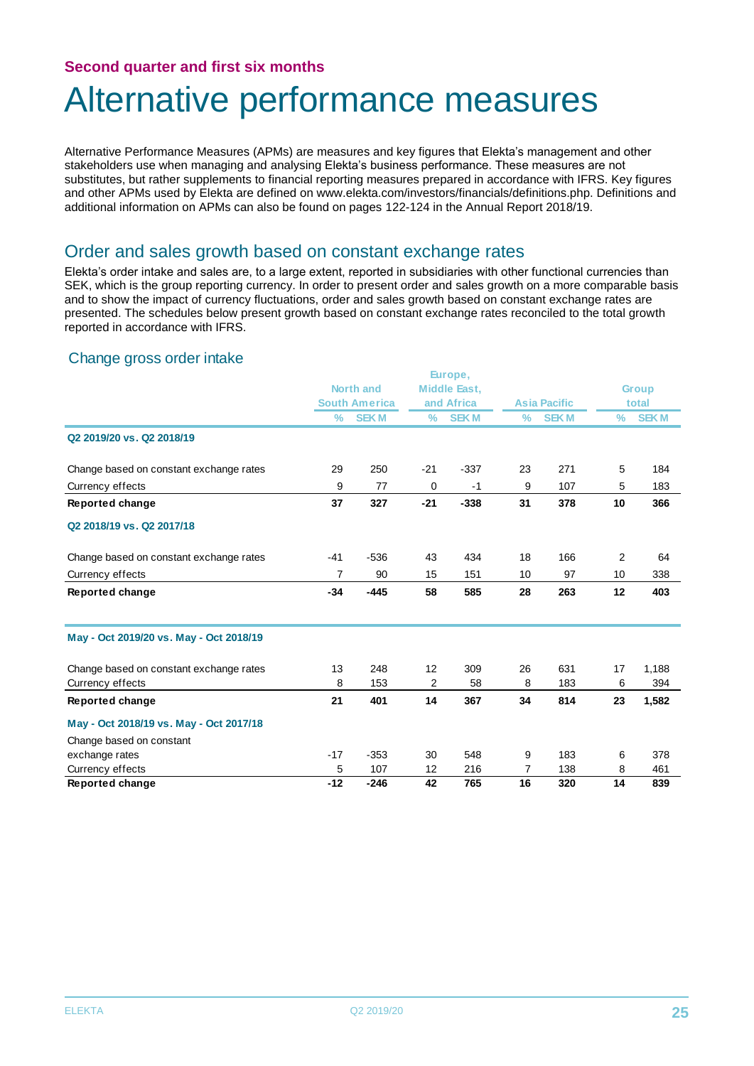### Second quarter and first six months

# Alternative performance measures

Alternative Performance Measures (APMs) are measures and key figures that Elekta's management and other stakeholders use when managing and analysing Elekta's business performance. These measures are not substitutes, but rather supplements to financial reporting measures prepared in accordance with IFRS. Key figures and other APMs used by Elekta are defined on www.elekta.com/investors/financials/definitions.php. Definitions and additional information on APMs can also be found on pages 122-124 in the Annual Report 2018/19.

## Order and sales growth based on constant exchange rates

Elekta's order intake and sales are, to a large extent, reported in subsidiaries with other functional currencies than SEK, which is the group reporting currency. In order to present order and sales growth on a more comparable basis and to show the impact of currency fluctuations, order and sales growth based on constant exchange rates are presented. The schedules below present growth based on constant exchange rates reconciled to the total growth reported in accordance with IFRS.

### Change gross order intake

| | North and South America | | Europe, Middle East, and Africa | | Asia Pacific | | Group total | |
|---|---|---|---|---|---|---|---|---|
| | % | SEK M | % | SEK M | % | SEK M | % | SEK M |
| **Q2 2019/20 vs. Q2 2018/19** | | | | | | | | |
| Change based on constant exchange rates | 29 | 250 | -21 | -337 | 23 | 271 | 5 | 184 |
| Currency effects | 9 | 77 | 0 | -1 | 9 | 107 | 5 | 183 |
| **Reported change** | **37** | **327** | **-21** | **-338** | **31** | **378** | **10** | **366** |
| **Q2 2018/19 vs. Q2 2017/18** | | | | | | | | |
| Change based on constant exchange rates | -41 | -536 | 43 | 434 | 18 | 166 | 2 | 64 |
| Currency effects | 7 | 90 | 15 | 151 | 10 | 97 | 10 | 338 |
| **Reported change** | **-34** | **-445** | **58** | **585** | **28** | **263** | **12** | **403** |
| **May - Oct 2019/20 vs. May - Oct 2018/19** | | | | | | | | |
| Change based on constant exchange rates | 13 | 248 | 12 | 309 | 26 | 631 | 17 | 1,188 |
| Currency effects | 8 | 153 | 2 | 58 | 8 | 183 | 6 | 394 |
| **Reported change** | **21** | **401** | **14** | **367** | **34** | **814** | **23** | **1,582** |
| **May - Oct 2018/19 vs. May - Oct 2017/18** | | | | | | | | |
| Change based on constant exchange rates | -17 | -353 | 30 | 548 | 9 | 183 | 6 | 378 |
| Currency effects | 5 | 107 | 12 | 216 | 7 | 138 | 8 | 461 |
| **Reported change** | **-12** | **-246** | **42** | **765** | **16** | **320** | **14** | **839** |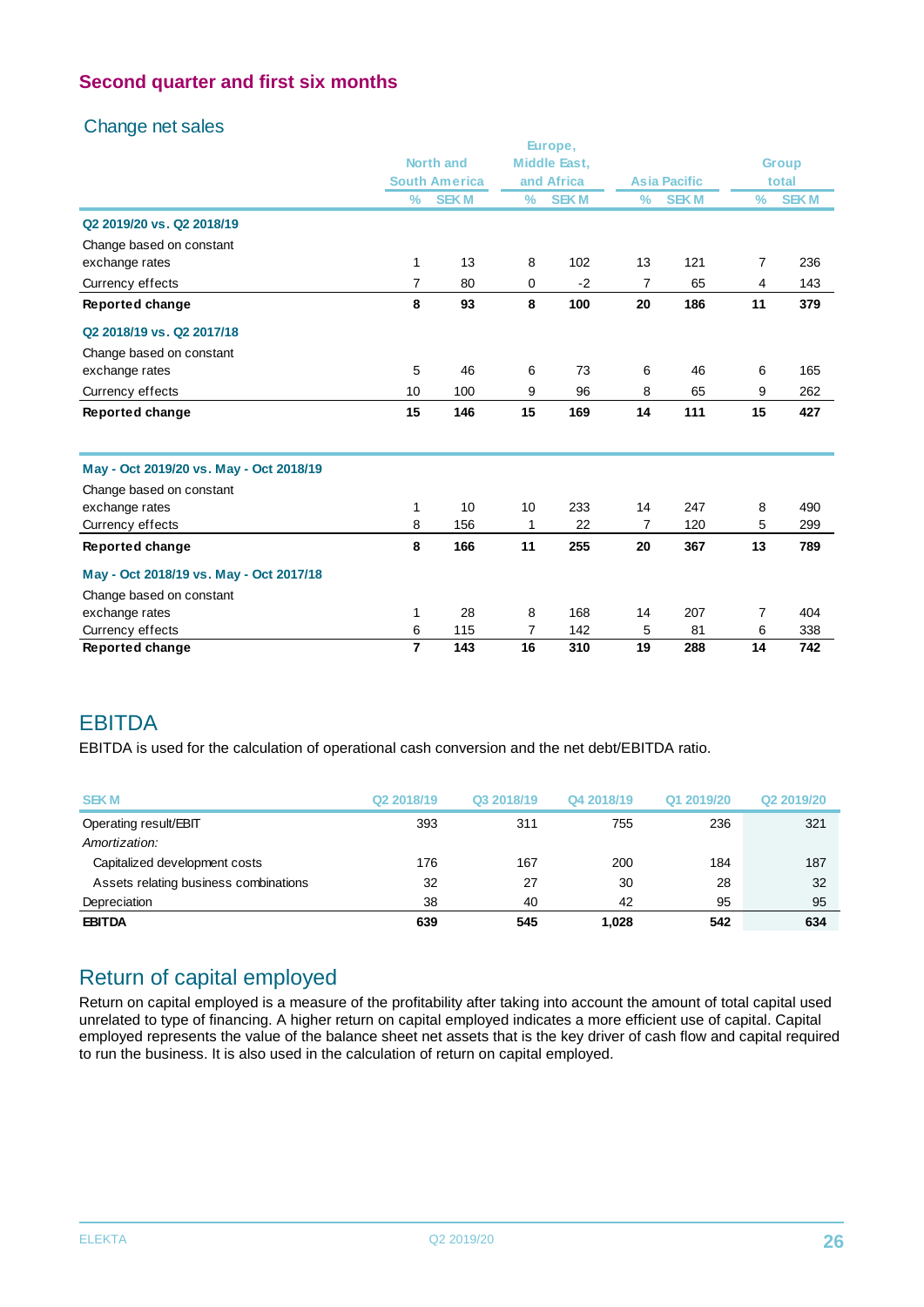## Second quarter and first six months

### Change net sales

| | North and South America | | Europe, Middle East, and Africa | | Asia Pacific | | Group total | |
|---|---|---|---|---|---|---|---|---|
| | % | SEK M | % | SEK M | % | SEK M | % | SEK M |
| **Q2 2019/20 vs. Q2 2018/19** | | | | | | | | |
| Change based on constant exchange rates | 1 | 13 | 8 | 102 | 13 | 121 | 7 | 236 |
| Currency effects | 7 | 80 | 0 | -2 | 7 | 65 | 4 | 143 |
| **Reported change** | **8** | **93** | **8** | **100** | **20** | **186** | **11** | **379** |
| **Q2 2018/19 vs. Q2 2017/18** | | | | | | | | |
| Change based on constant exchange rates | 5 | 46 | 6 | 73 | 6 | 46 | 6 | 165 |
| Currency effects | 10 | 100 | 9 | 96 | 8 | 65 | 9 | 262 |
| **Reported change** | **15** | **146** | **15** | **169** | **14** | **111** | **15** | **427** |
| **May - Oct 2019/20 vs. May - Oct 2018/19** | | | | | | | | |
| Change based on constant exchange rates | 1 | 10 | 10 | 233 | 14 | 247 | 8 | 490 |
| Currency effects | 8 | 156 | 1 | 22 | 7 | 120 | 5 | 299 |
| **Reported change** | **8** | **166** | **11** | **255** | **20** | **367** | **13** | **789** |
| **May - Oct 2018/19 vs. May - Oct 2017/18** | | | | | | | | |
| Change based on constant exchange rates | 1 | 28 | 8 | 168 | 14 | 207 | 7 | 404 |
| Currency effects | 6 | 115 | 7 | 142 | 5 | 81 | 6 | 338 |
| **Reported change** | **7** | **143** | **16** | **310** | **19** | **288** | **14** | **742** |

## EBITDA

EBITDA is used for the calculation of operational cash conversion and the net debt/EBITDA ratio.

| SEK M | Q2 2018/19 | Q3 2018/19 | Q4 2018/19 | Q1 2019/20 | Q2 2019/20 |
|---|---|---|---|---|---|
| Operating result/EBIT | 393 | 311 | 755 | 236 | 321 |
| *Amortization:* | | | | | |
| Capitalized development costs | 176 | 167 | 200 | 184 | 187 |
| Assets relating business combinations | 32 | 27 | 30 | 28 | 32 |
| Depreciation | 38 | 40 | 42 | 95 | 95 |
| **EBITDA** | **639** | **545** | **1,028** | **542** | **634** |

## Return of capital employed

Return on capital employed is a measure of the profitability after taking into account the amount of total capital used unrelated to type of financing. A higher return on capital employed indicates a more efficient use of capital. Capital employed represents the value of the balance sheet net assets that is the key driver of cash flow and capital required to run the business. It is also used in the calculation of return on capital employed.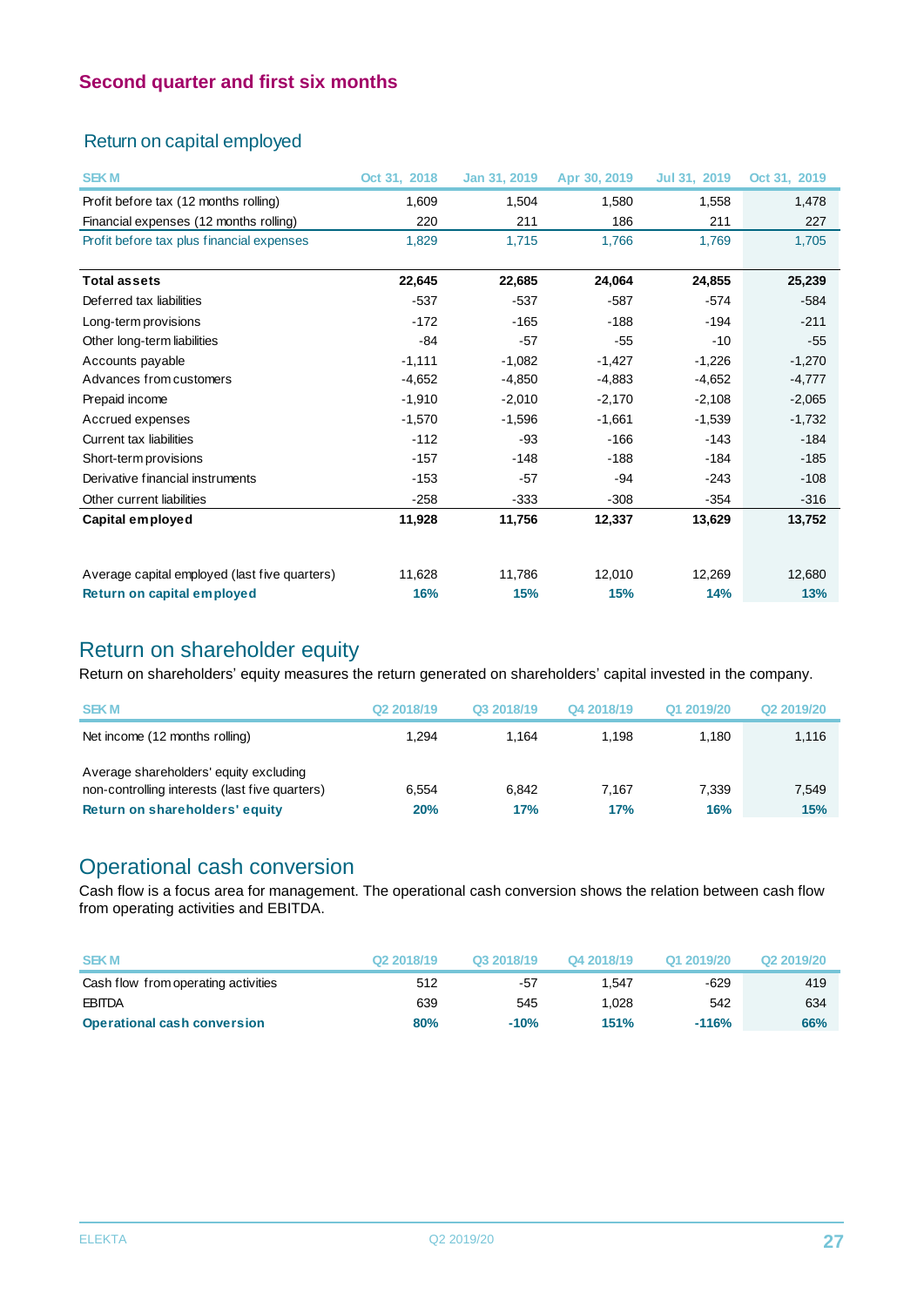## Second quarter and first six months

### Return on capital employed

| SEK M | Oct 31, 2018 | Jan 31, 2019 | Apr 30, 2019 | Jul 31, 2019 | Oct 31, 2019 |
|---|---|---|---|---|---|
| Profit before tax (12 months rolling) | 1,609 | 1,504 | 1,580 | 1,558 | 1,478 |
| Financial expenses (12 months rolling) | 220 | 211 | 186 | 211 | 227 |
| Profit before tax plus financial expenses | 1,829 | 1,715 | 1,766 | 1,769 | 1,705 |
| | | | | | |
| **Total assets** | **22,645** | **22,685** | **24,064** | **24,855** | **25,239** |
| Deferred tax liabilities | -537 | -537 | -587 | -574 | -584 |
| Long-term provisions | -172 | -165 | -188 | -194 | -211 |
| Other long-term liabilities | -84 | -57 | -55 | -10 | -55 |
| Accounts payable | -1,111 | -1,082 | -1,427 | -1,226 | -1,270 |
| Advances from customers | -4,652 | -4,850 | -4,883 | -4,652 | -4,777 |
| Prepaid income | -1,910 | -2,010 | -2,170 | -2,108 | -2,065 |
| Accrued expenses | -1,570 | -1,596 | -1,661 | -1,539 | -1,732 |
| Current tax liabilities | -112 | -93 | -166 | -143 | -184 |
| Short-term provisions | -157 | -148 | -188 | -184 | -185 |
| Derivative financial instruments | -153 | -57 | -94 | -243 | -108 |
| Other current liabilities | -258 | -333 | -308 | -354 | -316 |
| **Capital employed** | **11,928** | **11,756** | **12,337** | **13,629** | **13,752** |
| | | | | | |
| Average capital employed (last five quarters) | 11,628 | 11,786 | 12,010 | 12,269 | 12,680 |
| **Return on capital employed** | **16%** | **15%** | **15%** | **14%** | **13%** |

## Return on shareholder equity

Return on shareholders' equity measures the return generated on shareholders' capital invested in the company.

| SEK M | Q2 2018/19 | Q3 2018/19 | Q4 2018/19 | Q1 2019/20 | Q2 2019/20 |
|---|---|---|---|---|---|
| Net income (12 months rolling) | 1,294 | 1,164 | 1,198 | 1,180 | 1,116 |
| Average shareholders' equity excluding non-controlling interests (last five quarters) | 6,554 | 6,842 | 7,167 | 7,339 | 7,549 |
| **Return on shareholders' equity** | **20%** | **17%** | **17%** | **16%** | **15%** |

## Operational cash conversion

Cash flow is a focus area for management. The operational cash conversion shows the relation between cash flow from operating activities and EBITDA.

| SEK M | Q2 2018/19 | Q3 2018/19 | Q4 2018/19 | Q1 2019/20 | Q2 2019/20 |
|---|---|---|---|---|---|
| Cash flow from operating activities | 512 | -57 | 1,547 | -629 | 419 |
| EBITDA | 639 | 545 | 1,028 | 542 | 634 |
| **Operational cash conversion** | **80%** | **-10%** | **151%** | **-116%** | **66%** |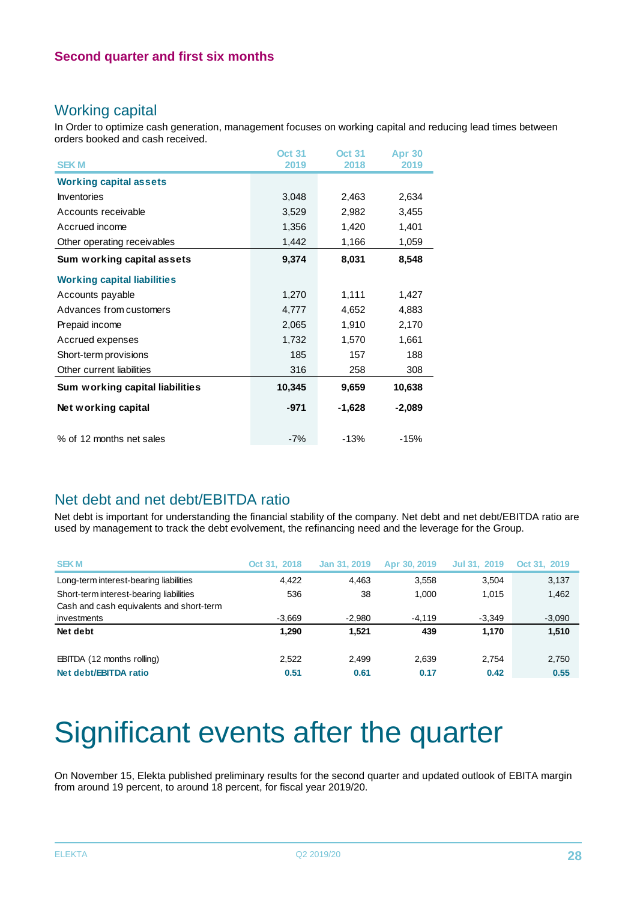## Second quarter and first six months

### Working capital

In Order to optimize cash generation, management focuses on working capital and reducing lead times between orders booked and cash received.

| SEK M | Oct 31 2019 | Oct 31 2018 | Apr 30 2019 |
|---|---|---|---|
| **Working capital assets** | | | |
| Inventories | 3,048 | 2,463 | 2,634 |
| Accounts receivable | 3,529 | 2,982 | 3,455 |
| Accrued income | 1,356 | 1,420 | 1,401 |
| Other operating receivables | 1,442 | 1,166 | 1,059 |
| **Sum working capital assets** | **9,374** | **8,031** | **8,548** |
| **Working capital liabilities** | | | |
| Accounts payable | 1,270 | 1,111 | 1,427 |
| Advances from customers | 4,777 | 4,652 | 4,883 |
| Prepaid income | 2,065 | 1,910 | 2,170 |
| Accrued expenses | 1,732 | 1,570 | 1,661 |
| Short-term provisions | 185 | 157 | 188 |
| Other current liabilities | 316 | 258 | 308 |
| **Sum working capital liabilities** | **10,345** | **9,659** | **10,638** |
| **Net working capital** | **-971** | **-1,628** | **-2,089** |
| % of 12 months net sales | -7% | -13% | -15% |

### Net debt and net debt/EBITDA ratio

Net debt is important for understanding the financial stability of the company. Net debt and net debt/EBITDA ratio are used by management to track the debt evolvement, the refinancing need and the leverage for the Group.

| SEK M | Oct 31, 2018 | Jan 31, 2019 | Apr 30, 2019 | Jul 31, 2019 | Oct 31, 2019 |
|---|---|---|---|---|---|
| Long-term interest-bearing liabilities | 4,422 | 4,463 | 3,558 | 3,504 | 3,137 |
| Short-term interest-bearing liabilities | 536 | 38 | 1,000 | 1,015 | 1,462 |
| Cash and cash equivalents and short-term investments | -3,669 | -2,980 | -4,119 | -3,349 | -3,090 |
| **Net debt** | **1,290** | **1,521** | **439** | **1,170** | **1,510** |
| EBITDA (12 months rolling) | 2,522 | 2,499 | 2,639 | 2,754 | 2,750 |
| **Net debt/EBITDA ratio** | **0.51** | **0.61** | **0.17** | **0.42** | **0.55** |

# Significant events after the quarter

On November 15, Elekta published preliminary results for the second quarter and updated outlook of EBITA margin from around 19 percent, to around 18 percent, for fiscal year 2019/20.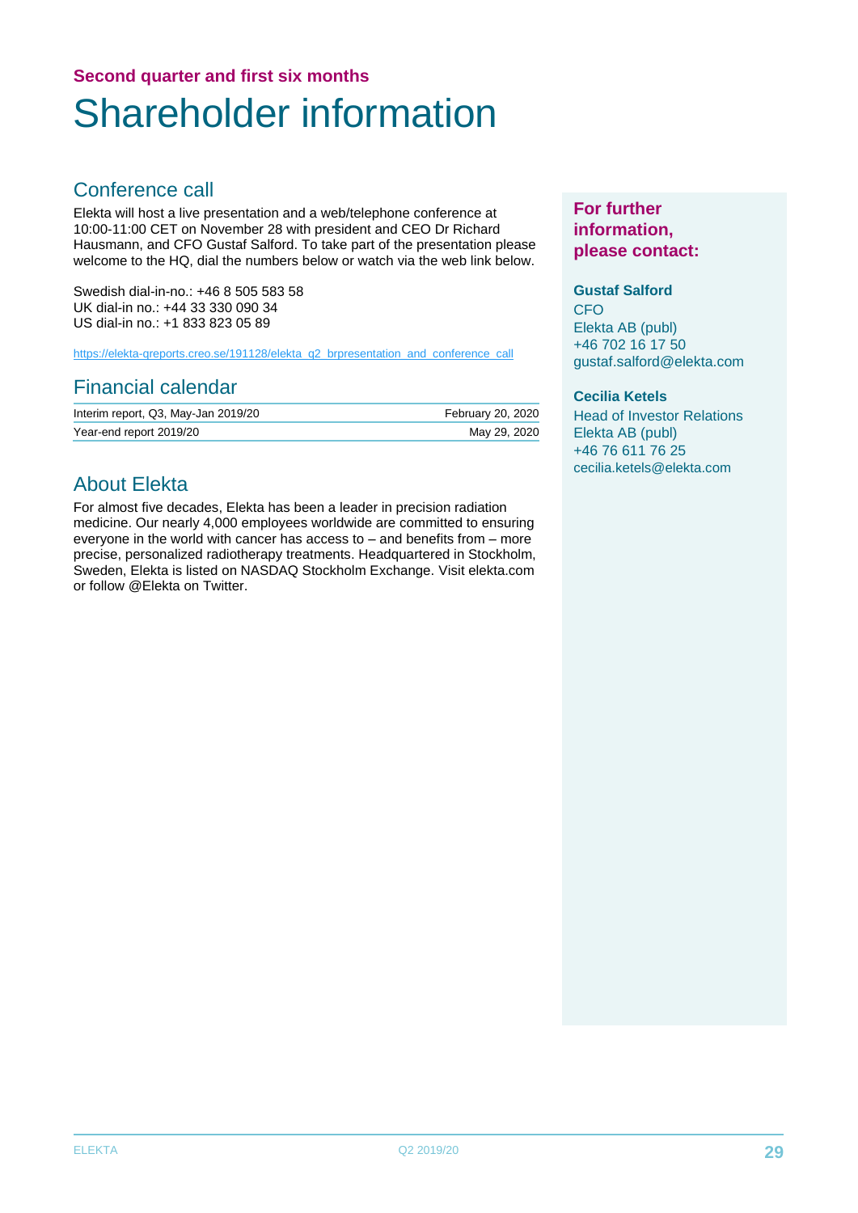## Second quarter and first six months

# Shareholder information

## Conference call

Elekta will host a live presentation and a web/telephone conference at 10:00-11:00 CET on November 28 with president and CEO Dr Richard Hausmann, and CFO Gustaf Salford. To take part of the presentation please welcome to the HQ, dial the numbers below or watch via the web link below.

Swedish dial-in-no.: +46 8 505 583 58
UK dial-in no.: +44 33 330 090 34
US dial-in no.: +1 833 823 05 89

https://elekta-qreports.creo.se/191128/elekta_q2_brpresentation_and_conference_call

## Financial calendar

| | |
|---|---|
| Interim report, Q3, May-Jan 2019/20 | February 20, 2020 |
| Year-end report 2019/20 | May 29, 2020 |

## About Elekta

For almost five decades, Elekta has been a leader in precision radiation medicine. Our nearly 4,000 employees worldwide are committed to ensuring everyone in the world with cancer has access to – and benefits from – more precise, personalized radiotherapy treatments. Headquartered in Stockholm, Sweden, Elekta is listed on NASDAQ Stockholm Exchange. Visit elekta.com or follow @Elekta on Twitter.

## For further information, please contact:

**Gustaf Salford**
CFO
Elekta AB (publ)
+46 702 16 17 50
gustaf.salford@elekta.com

**Cecilia Ketels**
Head of Investor Relations
Elekta AB (publ)
+46 76 611 76 25
cecilia.ketels@elekta.com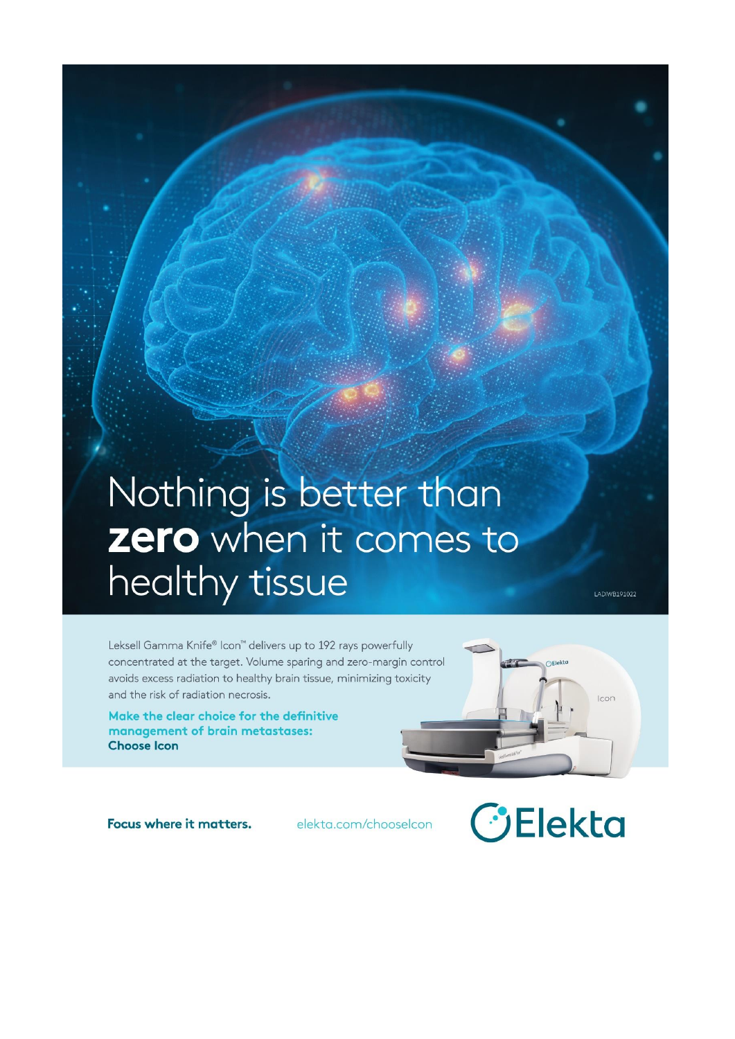# Nothing is better than **zero** when it comes to healthy tissue

LADIWB191022

Leksell Gamma Knife® Icon™ delivers up to 192 rays powerfully concentrated at the target. Volume sparing and zero-margin control avoids excess radiation to healthy brain tissue, minimizing toxicity and the risk of radiation necrosis.

**Make the clear choice for the definitive management of brain metastases: Choose Icon**

**Focus where it matters.**

elekta.com/chooseIcon

Elekta